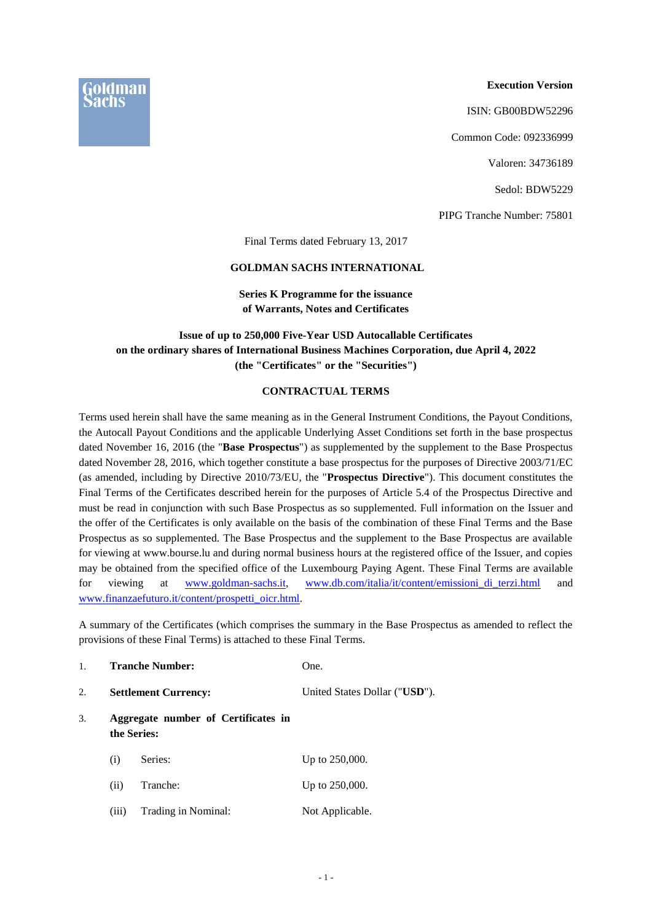**Execution Version**

ISIN: GB00BDW52296

Common Code: 092336999

Valoren: 34736189

Sedol: BDW5229

PIPG Tranche Number: 75801

Final Terms dated February 13, 2017

**GOLDMAN SACHS INTERNATIONAL**

**Series K Programme for the issuance of Warrants, Notes and Certificates**

**Issue of up to 250,000 Five-Year USD Autocallable Certificates on the ordinary shares of International Business Machines Corporation, due April 4, 2022 (the "Certificates" or the "Securities")**

**CONTRACTUAL TERMS**

Terms used herein shall have the same meaning as in the General Instrument Conditions, the Payout Conditions, the Autocall Payout Conditions and the applicable Underlying Asset Conditions set forth in the base prospectus dated November 16, 2016 (the "**Base Prospectus**") as supplemented by the supplement to the Base Prospectus dated November 28, 2016, which together constitute a base prospectus for the purposes of Directive 2003/71/EC (as amended, including by Directive 2010/73/EU, the "**Prospectus Directive**"). This document constitutes the Final Terms of the Certificates described herein for the purposes of Article 5.4 of the Prospectus Directive and must be read in conjunction with such Base Prospectus as so supplemented. Full information on the Issuer and the offer of the Certificates is only available on the basis of the combination of these Final Terms and the Base Prospectus as so supplemented. The Base Prospectus and the supplement to the Base Prospectus are available for viewing at www.bourse.lu and during normal business hours at the registered office of the Issuer, and copies may be obtained from the specified office of the Luxembourg Paying Agent. These Final Terms are available for viewing at www.goldman-sachs.it, www.db.com/italia/it/content/emissioni_di_terzi.html and www.finanzaefuturo.it/content/prospetti_oicr.html.

A summary of the Certificates (which comprises the summary in the Base Prospectus as amended to reflect the provisions of these Final Terms) is attached to these Final Terms.

| | | |
|---|---|---|
| 1. | **Tranche Number:** | One. |
| 2. | **Settlement Currency:** | United States Dollar ("**USD**"). |
| 3. | **Aggregate number of Certificates in the Series:** | |
| | (i) Series: | Up to 250,000. |
| | (ii) Tranche: | Up to 250,000. |
| | (iii) Trading in Nominal: | Not Applicable. |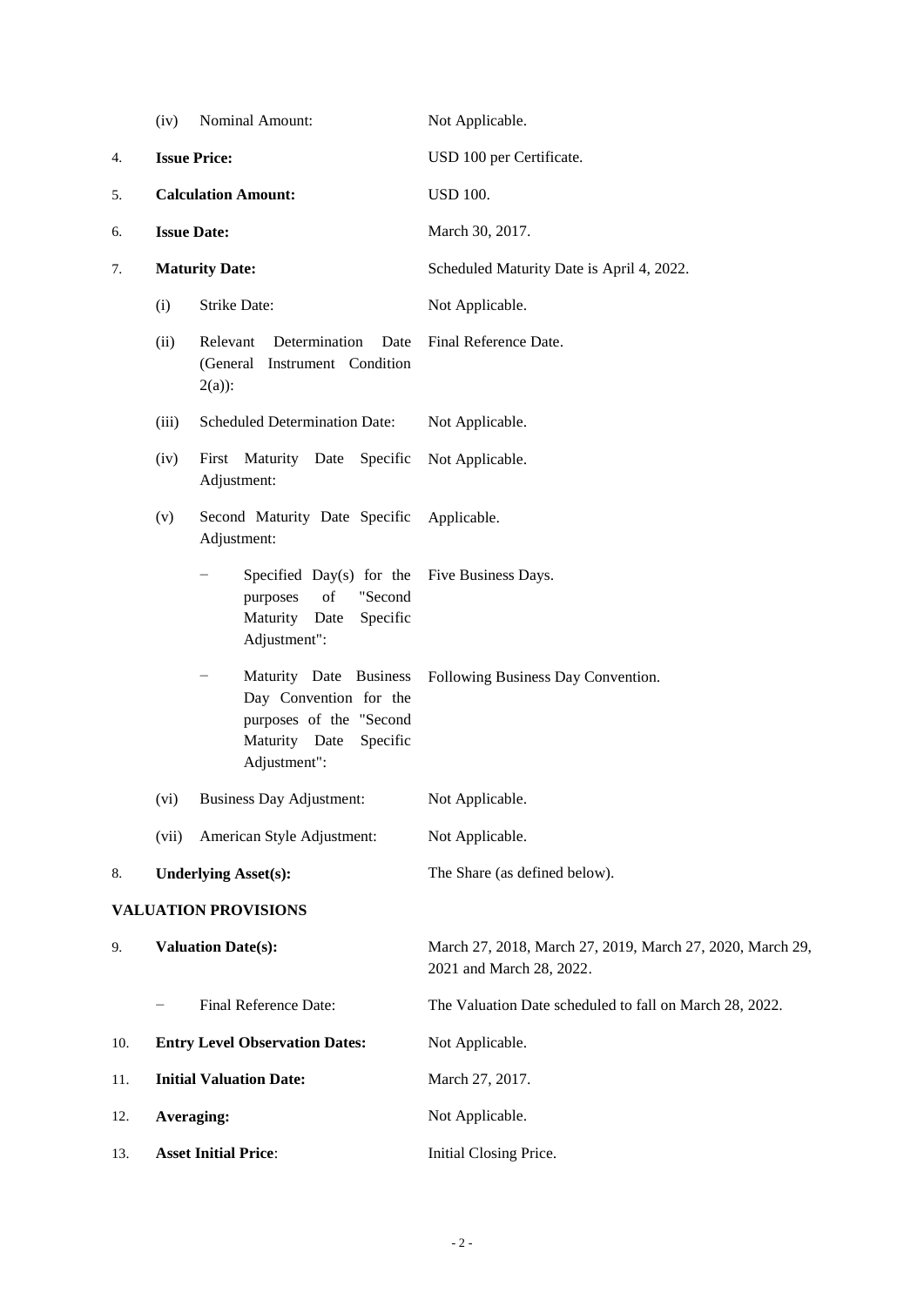| | | |
|---|---|---|
| | (iv) Nominal Amount: | Not Applicable. |
| 4. | **Issue Price:** | USD 100 per Certificate. |
| 5. | **Calculation Amount:** | USD 100. |
| 6. | **Issue Date:** | March 30, 2017. |
| 7. | **Maturity Date:** | Scheduled Maturity Date is April 4, 2022. |
| | (i) Strike Date: | Not Applicable. |
| | (ii) Relevant Determination Date (General Instrument Condition 2(a)): | Final Reference Date. |
| | (iii) Scheduled Determination Date: | Not Applicable. |
| | (iv) First Maturity Date Specific Adjustment: | Not Applicable. |
| | (v) Second Maturity Date Specific Adjustment: | Applicable. |
| | − Specified Day(s) for the purposes of "Second Maturity Date Specific Adjustment": | Five Business Days. |
| | − Maturity Date Business Day Convention for the purposes of the "Second Maturity Date Specific Adjustment": | Following Business Day Convention. |
| | (vi) Business Day Adjustment: | Not Applicable. |
| | (vii) American Style Adjustment: | Not Applicable. |
| 8. | **Underlying Asset(s):** | The Share (as defined below). |

**VALUATION PROVISIONS**

| | | |
|---|---|---|
| 9. | **Valuation Date(s):** | March 27, 2018, March 27, 2019, March 27, 2020, March 29, 2021 and March 28, 2022. |
| | − Final Reference Date: | The Valuation Date scheduled to fall on March 28, 2022. |
| 10. | **Entry Level Observation Dates:** | Not Applicable. |
| 11. | **Initial Valuation Date:** | March 27, 2017. |
| 12. | **Averaging:** | Not Applicable. |
| 13. | **Asset Initial Price**: | Initial Closing Price. |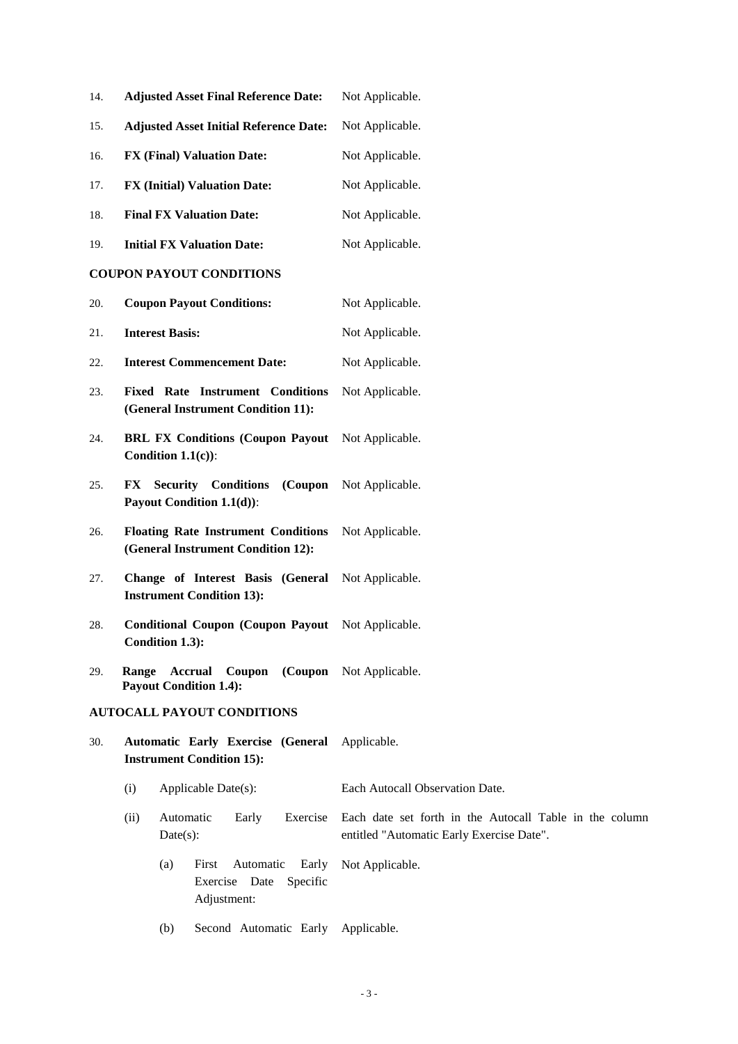| | | |
|---|---|---|
| 14. | **Adjusted Asset Final Reference Date:** | Not Applicable. |
| 15. | **Adjusted Asset Initial Reference Date:** | Not Applicable. |
| 16. | **FX (Final) Valuation Date:** | Not Applicable. |
| 17. | **FX (Initial) Valuation Date:** | Not Applicable. |
| 18. | **Final FX Valuation Date:** | Not Applicable. |
| 19. | **Initial FX Valuation Date:** | Not Applicable. |

**COUPON PAYOUT CONDITIONS**

| | | |
|---|---|---|
| 20. | **Coupon Payout Conditions:** | Not Applicable. |
| 21. | **Interest Basis:** | Not Applicable. |
| 22. | **Interest Commencement Date:** | Not Applicable. |
| 23. | **Fixed Rate Instrument Conditions (General Instrument Condition 11):** | Not Applicable. |
| 24. | **BRL FX Conditions (Coupon Payout Condition 1.1(c))**: | Not Applicable. |
| 25. | **FX Security Conditions (Coupon Payout Condition 1.1(d))**: | Not Applicable. |
| 26. | **Floating Rate Instrument Conditions (General Instrument Condition 12):** | Not Applicable. |
| 27. | **Change of Interest Basis (General Instrument Condition 13):** | Not Applicable. |
| 28. | **Conditional Coupon (Coupon Payout Condition 1.3):** | Not Applicable. |
| 29. | **Range Accrual Coupon (Coupon Payout Condition 1.4):** | Not Applicable. |

**AUTOCALL PAYOUT CONDITIONS**

30. **Automatic Early Exercise (General Instrument Condition 15):** Applicable.

   (i) Applicable Date(s): Each Autocall Observation Date.

   (ii) Automatic Early Exercise Date(s): Each date set forth in the Autocall Table in the column entitled "Automatic Early Exercise Date".

      (a) First Automatic Early Exercise Date Specific Adjustment: Not Applicable.

      (b) Second Automatic Early Applicable.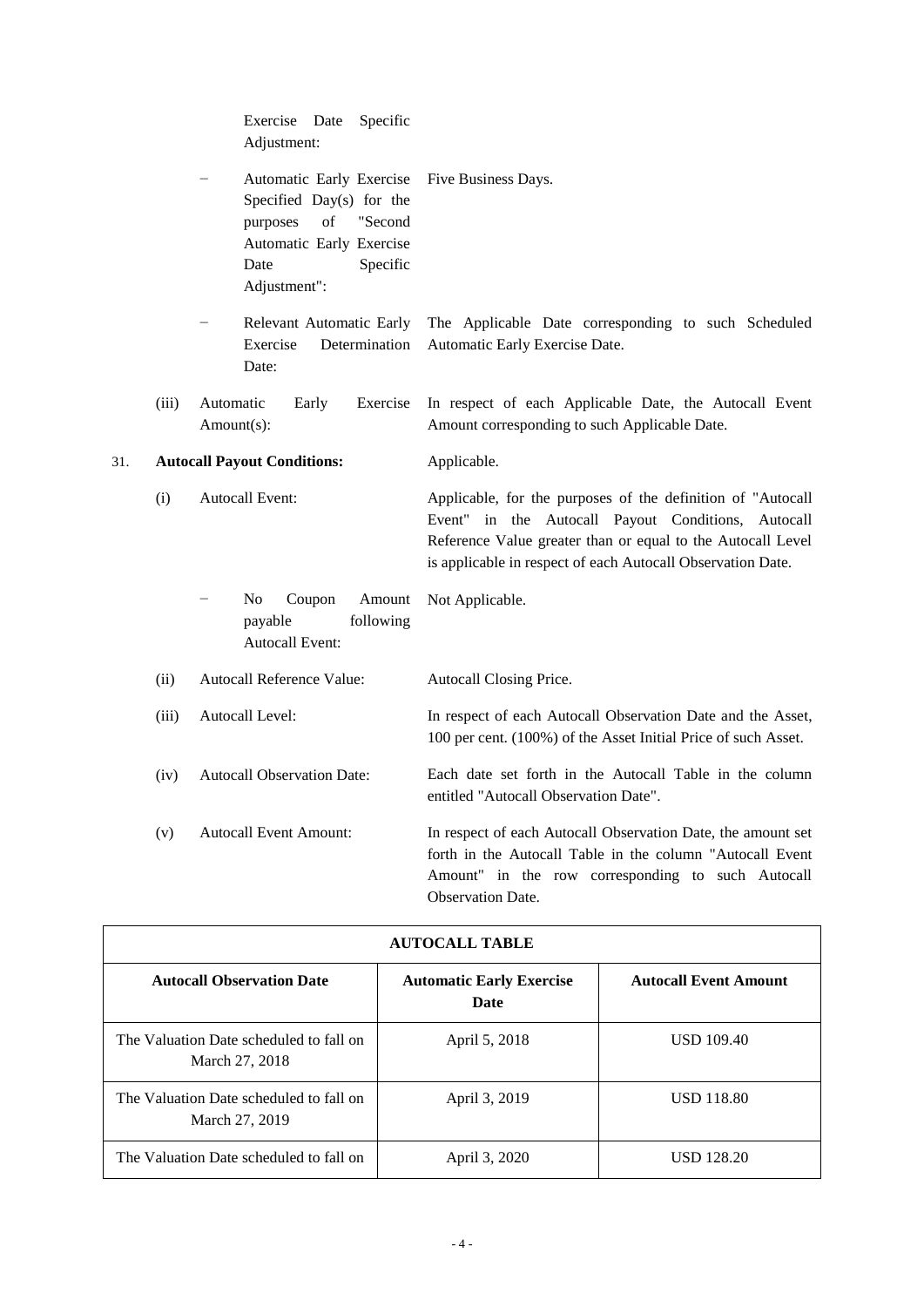Exercise Date Specific Adjustment:

− Automatic Early Exercise Specified Day(s) for the purposes of "Second Automatic Early Exercise Date Specific Adjustment": Five Business Days.

− Relevant Automatic Early Exercise Determination Date: The Applicable Date corresponding to such Scheduled Automatic Early Exercise Date.

(iii) Automatic Early Exercise Amount(s): In respect of each Applicable Date, the Autocall Event Amount corresponding to such Applicable Date.

31. **Autocall Payout Conditions:** Applicable.

(i) Autocall Event: Applicable, for the purposes of the definition of "Autocall Event" in the Autocall Payout Conditions, Autocall Reference Value greater than or equal to the Autocall Level is applicable in respect of each Autocall Observation Date.

− No Coupon Amount payable following Autocall Event: Not Applicable.

(ii) Autocall Reference Value: Autocall Closing Price.

(iii) Autocall Level: In respect of each Autocall Observation Date and the Asset, 100 per cent. (100%) of the Asset Initial Price of such Asset.

(iv) Autocall Observation Date: Each date set forth in the Autocall Table in the column entitled "Autocall Observation Date".

(v) Autocall Event Amount: In respect of each Autocall Observation Date, the amount set forth in the Autocall Table in the column "Autocall Event Amount" in the row corresponding to such Autocall Observation Date.

| **AUTOCALL TABLE** | | |
|---|---|---|
| **Autocall Observation Date** | **Automatic Early Exercise Date** | **Autocall Event Amount** |
| The Valuation Date scheduled to fall on March 27, 2018 | April 5, 2018 | USD 109.40 |
| The Valuation Date scheduled to fall on March 27, 2019 | April 3, 2019 | USD 118.80 |
| The Valuation Date scheduled to fall on | April 3, 2020 | USD 128.20 |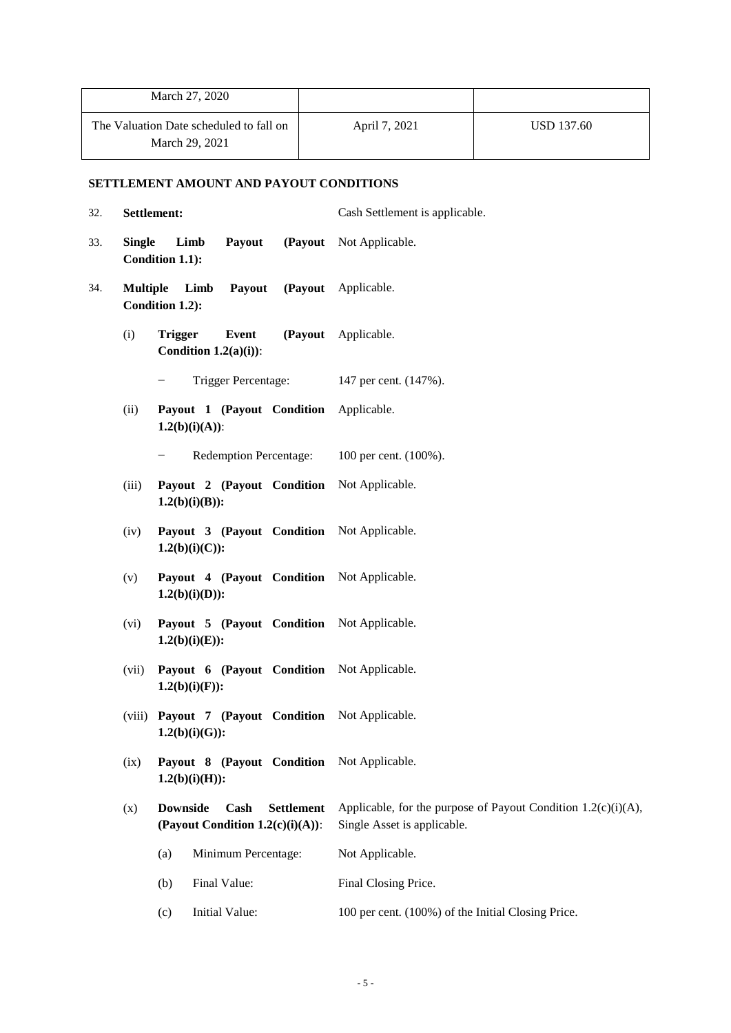| March 27, 2020 | | |
|---|---|---|
| The Valuation Date scheduled to fall on March 29, 2021 | April 7, 2021 | USD 137.60 |

**SETTLEMENT AMOUNT AND PAYOUT CONDITIONS**

32. **Settlement:** Cash Settlement is applicable.

33. **Single Limb Payout (Payout Condition 1.1):** Not Applicable.

34. **Multiple Limb Payout (Payout Condition 1.2):** Applicable.

    (i) **Trigger Event (Payout Condition 1.2(a)(i))**: Applicable.

    − Trigger Percentage: 147 per cent. (147%).

    (ii) **Payout 1 (Payout Condition 1.2(b)(i)(A))**: Applicable.

    − Redemption Percentage: 100 per cent. (100%).

    (iii) **Payout 2 (Payout Condition 1.2(b)(i)(B)):** Not Applicable.

    (iv) **Payout 3 (Payout Condition 1.2(b)(i)(C)):** Not Applicable.

    (v) **Payout 4 (Payout Condition 1.2(b)(i)(D)):** Not Applicable.

    (vi) **Payout 5 (Payout Condition 1.2(b)(i)(E)):** Not Applicable.

    (vii) **Payout 6 (Payout Condition 1.2(b)(i)(F)):** Not Applicable.

    (viii) **Payout 7 (Payout Condition 1.2(b)(i)(G)):** Not Applicable.

    (ix) **Payout 8 (Payout Condition 1.2(b)(i)(H)):** Not Applicable.

    (x) **Downside Cash Settlement (Payout Condition 1.2(c)(i)(A))**: Applicable, for the purpose of Payout Condition 1.2(c)(i)(A), Single Asset is applicable.

    (a) Minimum Percentage: Not Applicable.

    (b) Final Value: Final Closing Price.

    (c) Initial Value: 100 per cent. (100%) of the Initial Closing Price.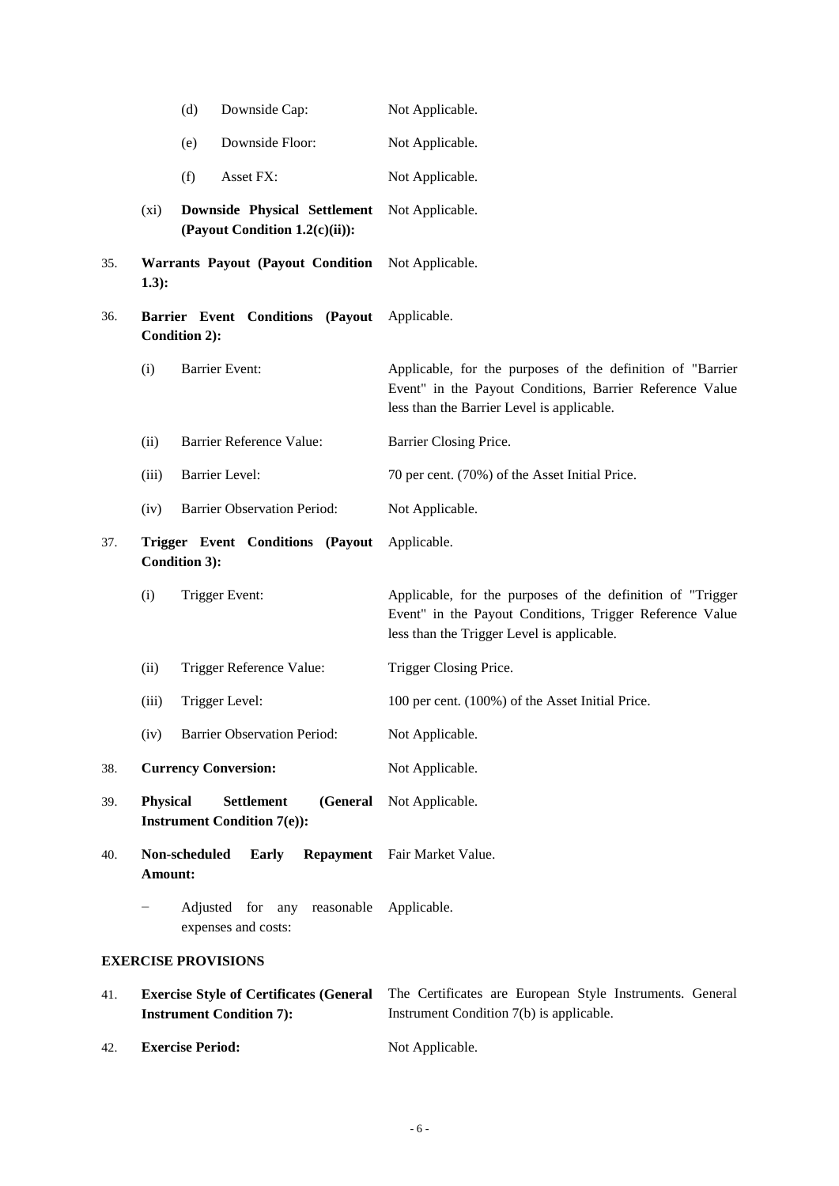| | | | |
|---|---|---|---|
| | (d) | Downside Cap: | Not Applicable. |
| | (e) | Downside Floor: | Not Applicable. |
| | (f) | Asset FX: | Not Applicable. |
| | (xi) | **Downside Physical Settlement (Payout Condition 1.2(c)(ii)):** | Not Applicable. |
| 35. | | **Warrants Payout (Payout Condition 1.3):** | Not Applicable. |
| 36. | | **Barrier Event Conditions (Payout Condition 2):** | Applicable. |
| | (i) | Barrier Event: | Applicable, for the purposes of the definition of "Barrier Event" in the Payout Conditions, Barrier Reference Value less than the Barrier Level is applicable. |
| | (ii) | Barrier Reference Value: | Barrier Closing Price. |
| | (iii) | Barrier Level: | 70 per cent. (70%) of the Asset Initial Price. |
| | (iv) | Barrier Observation Period: | Not Applicable. |
| 37. | | **Trigger Event Conditions (Payout Condition 3):** | Applicable. |
| | (i) | Trigger Event: | Applicable, for the purposes of the definition of "Trigger Event" in the Payout Conditions, Trigger Reference Value less than the Trigger Level is applicable. |
| | (ii) | Trigger Reference Value: | Trigger Closing Price. |
| | (iii) | Trigger Level: | 100 per cent. (100%) of the Asset Initial Price. |
| | (iv) | Barrier Observation Period: | Not Applicable. |
| 38. | | **Currency Conversion:** | Not Applicable. |
| 39. | | **Physical Settlement (General Instrument Condition 7(e)):** | Not Applicable. |
| 40. | | **Non-scheduled Early Repayment Amount:** | Fair Market Value. |
| | − | Adjusted for any reasonable expenses and costs: | Applicable. |

**EXERCISE PROVISIONS**

| | | |
|---|---|---|
| 41. | **Exercise Style of Certificates (General Instrument Condition 7):** | The Certificates are European Style Instruments. General Instrument Condition 7(b) is applicable. |
| 42. | **Exercise Period:** | Not Applicable. |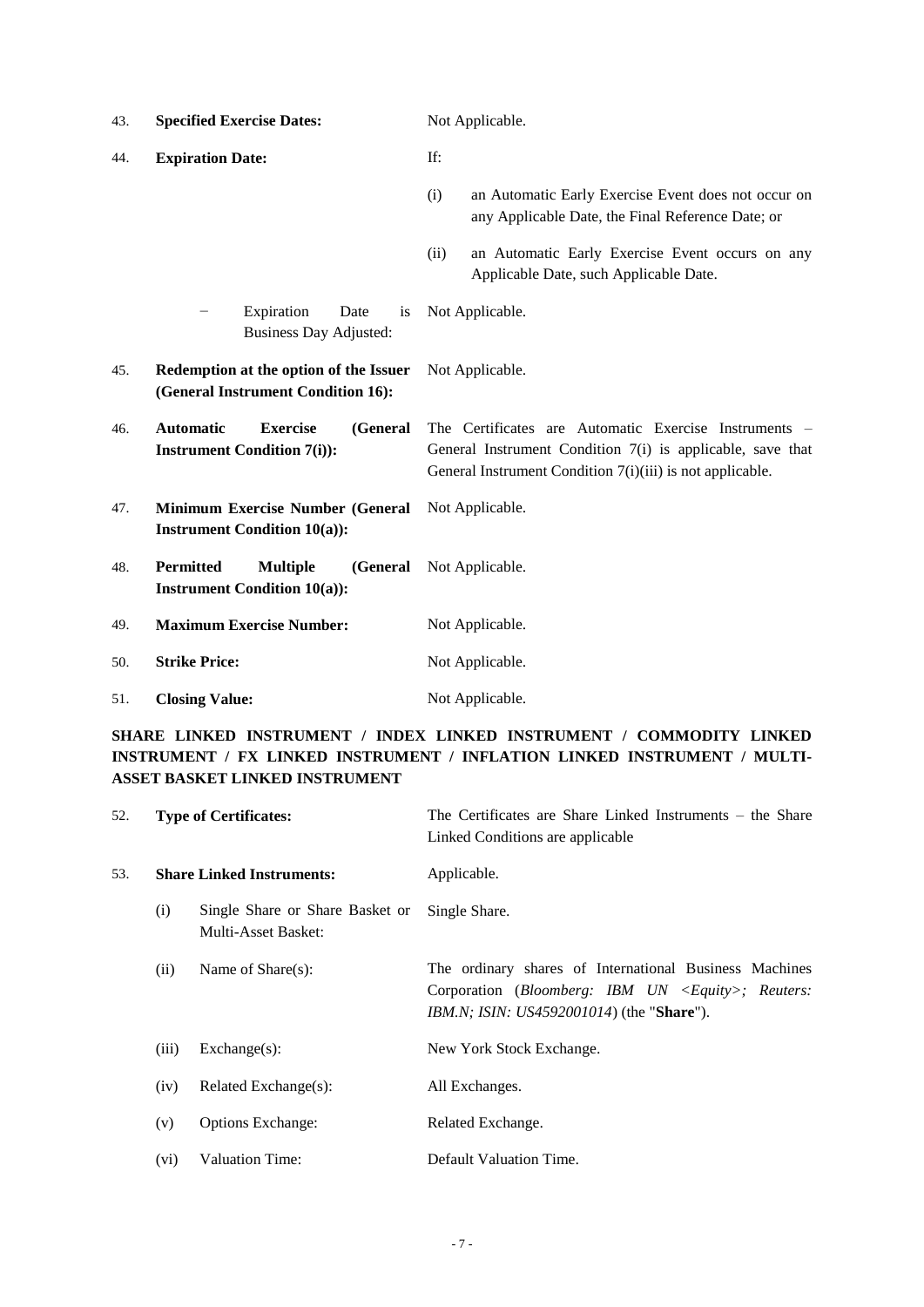43. **Specified Exercise Dates:** Not Applicable.

44. **Expiration Date:** If:

    (i) an Automatic Early Exercise Event does not occur on any Applicable Date, the Final Reference Date; or

    (ii) an Automatic Early Exercise Event occurs on any Applicable Date, such Applicable Date.

    − Expiration Date is Business Day Adjusted: Not Applicable.

45. **Redemption at the option of the Issuer (General Instrument Condition 16):** Not Applicable.

46. **Automatic Exercise (General Instrument Condition 7(i)):** The Certificates are Automatic Exercise Instruments – General Instrument Condition 7(i) is applicable, save that General Instrument Condition 7(i)(iii) is not applicable.

47. **Minimum Exercise Number (General Instrument Condition 10(a)):** Not Applicable.

48. **Permitted Multiple (General Instrument Condition 10(a)):** Not Applicable.

49. **Maximum Exercise Number:** Not Applicable.

50. **Strike Price:** Not Applicable.

51. **Closing Value:** Not Applicable.

**SHARE LINKED INSTRUMENT / INDEX LINKED INSTRUMENT / COMMODITY LINKED INSTRUMENT / FX LINKED INSTRUMENT / INFLATION LINKED INSTRUMENT / MULTI-ASSET BASKET LINKED INSTRUMENT**

52. **Type of Certificates:** The Certificates are Share Linked Instruments – the Share Linked Conditions are applicable

53. **Share Linked Instruments:** Applicable.

    (i) Single Share or Share Basket or Multi-Asset Basket: Single Share.

    (ii) Name of Share(s): The ordinary shares of International Business Machines Corporation (*Bloomberg: IBM UN <Equity>; Reuters: IBM.N; ISIN: US4592001014*) (the "**Share**").

    (iii) Exchange(s): New York Stock Exchange.

    (iv) Related Exchange(s): All Exchanges.

    (v) Options Exchange: Related Exchange.

    (vi) Valuation Time: Default Valuation Time.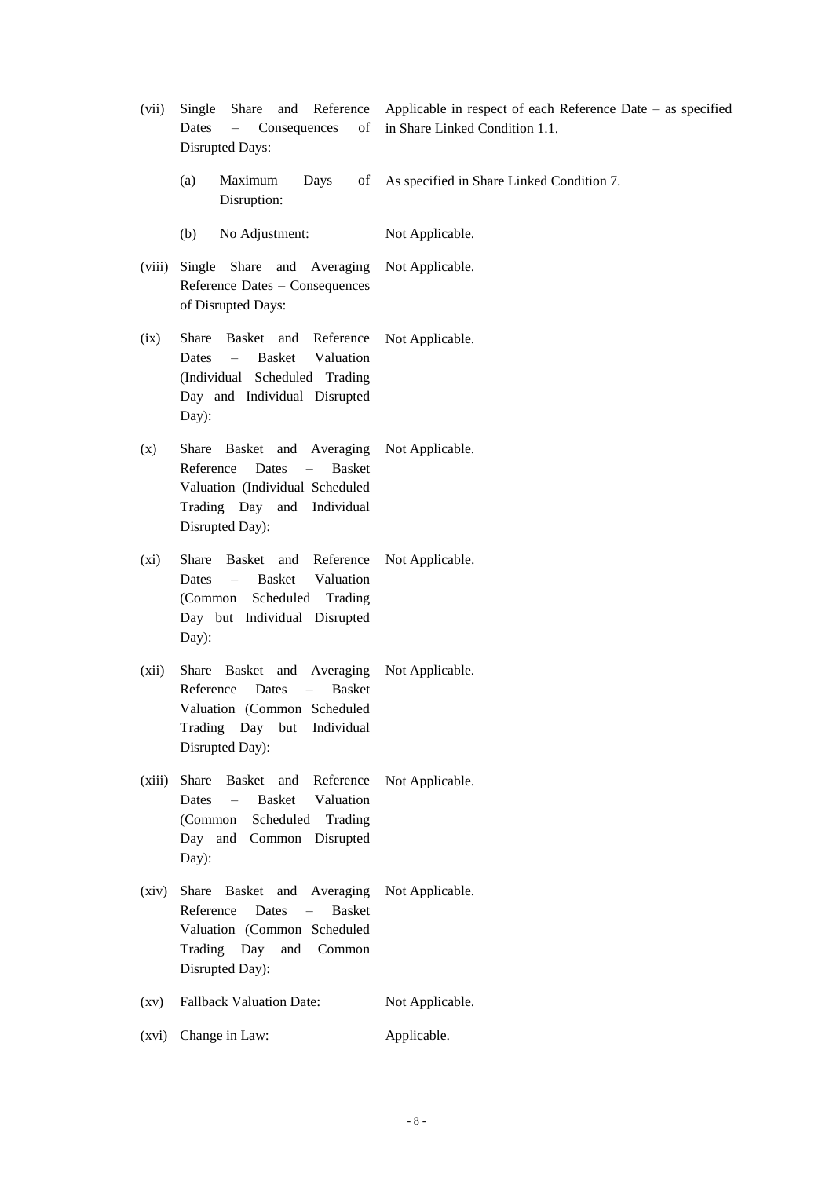| | | |
|---|---|---|
| (vii) | Single Share and Reference Dates – Consequences of Disrupted Days: | Applicable in respect of each Reference Date – as specified in Share Linked Condition 1.1. |
| | (a) Maximum Days of Disruption: | As specified in Share Linked Condition 7. |
| | (b) No Adjustment: | Not Applicable. |
| (viii) | Single Share and Averaging Reference Dates – Consequences of Disrupted Days: | Not Applicable. |
| (ix) | Share Basket and Reference Dates – Basket Valuation (Individual Scheduled Trading Day and Individual Disrupted Day): | Not Applicable. |
| (x) | Share Basket and Averaging Reference Dates – Basket Valuation (Individual Scheduled Trading Day and Individual Disrupted Day): | Not Applicable. |
| (xi) | Share Basket and Reference Dates – Basket Valuation (Common Scheduled Trading Day but Individual Disrupted Day): | Not Applicable. |
| (xii) | Share Basket and Averaging Reference Dates – Basket Valuation (Common Scheduled Trading Day but Individual Disrupted Day): | Not Applicable. |
| (xiii) | Share Basket and Reference Dates – Basket Valuation (Common Scheduled Trading Day and Common Disrupted Day): | Not Applicable. |
| (xiv) | Share Basket and Averaging Reference Dates – Basket Valuation (Common Scheduled Trading Day and Common Disrupted Day): | Not Applicable. |
| (xv) | Fallback Valuation Date: | Not Applicable. |
| (xvi) | Change in Law: | Applicable. |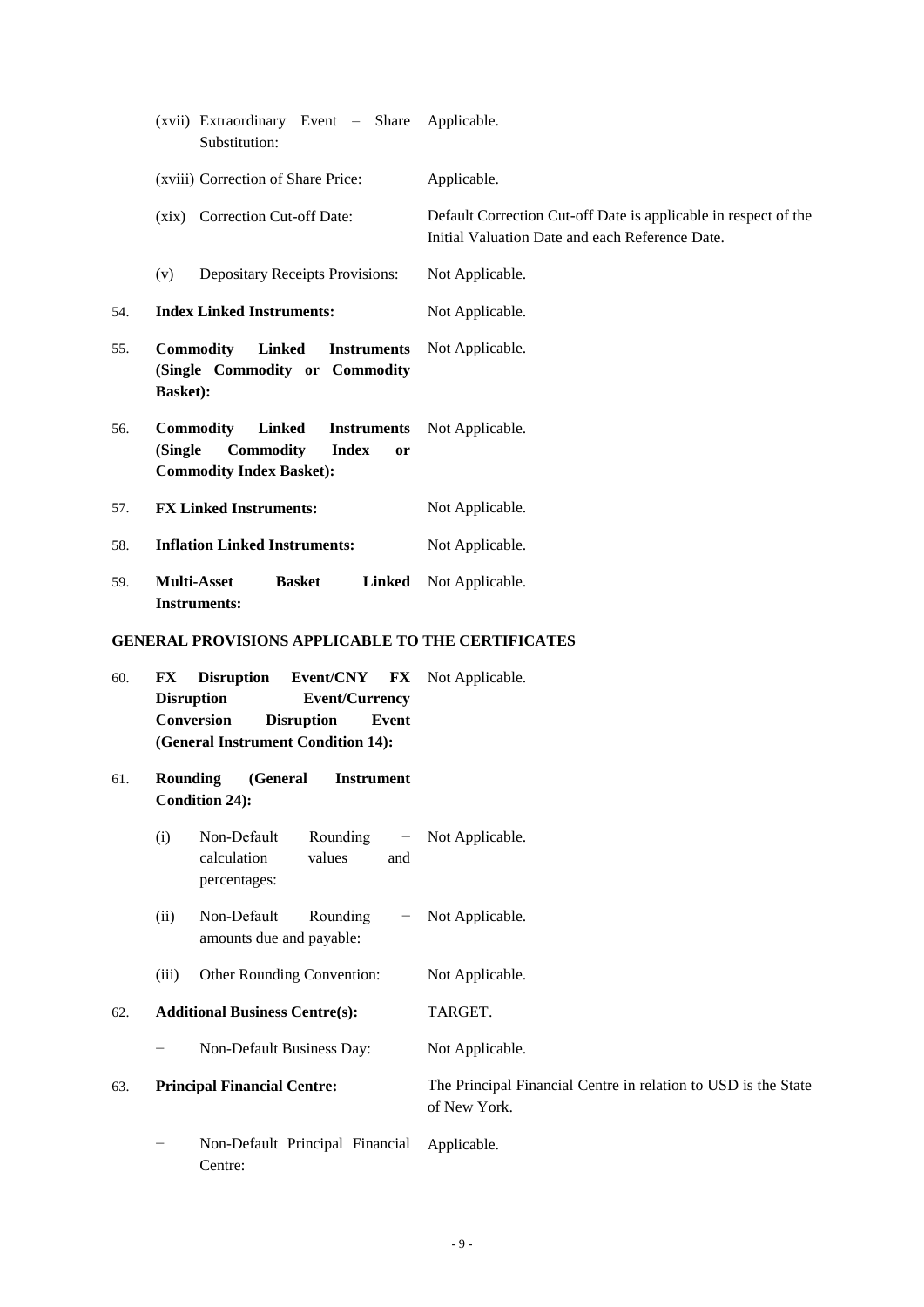| | | |
|---|---|---|
| | (xvii) Extraordinary Event – Share Substitution: | Applicable. |
| | (xviii) Correction of Share Price: | Applicable. |
| | (xix) Correction Cut-off Date: | Default Correction Cut-off Date is applicable in respect of the Initial Valuation Date and each Reference Date. |
| | (v) Depositary Receipts Provisions: | Not Applicable. |
| 54. | **Index Linked Instruments:** | Not Applicable. |
| 55. | **Commodity Linked Instruments (Single Commodity or Commodity Basket):** | Not Applicable. |
| 56. | **Commodity Linked Instruments (Single Commodity Index or Commodity Index Basket):** | Not Applicable. |
| 57. | **FX Linked Instruments:** | Not Applicable. |
| 58. | **Inflation Linked Instruments:** | Not Applicable. |
| 59. | **Multi-Asset Basket Linked Instruments:** | Not Applicable. |

**GENERAL PROVISIONS APPLICABLE TO THE CERTIFICATES**

| | | |
|---|---|---|
| 60. | **FX Disruption Event/CNY FX Disruption Event/Currency Conversion Disruption Event (General Instrument Condition 14):** | Not Applicable. |
| 61. | **Rounding (General Instrument Condition 24):** | |
| | (i) Non-Default Rounding − calculation values and percentages: | Not Applicable. |
| | (ii) Non-Default Rounding − amounts due and payable: | Not Applicable. |
| | (iii) Other Rounding Convention: | Not Applicable. |
| 62. | **Additional Business Centre(s):** | TARGET. |
| | − Non-Default Business Day: | Not Applicable. |
| 63. | **Principal Financial Centre:** | The Principal Financial Centre in relation to USD is the State of New York. |
| | − Non-Default Principal Financial Centre: | Applicable. |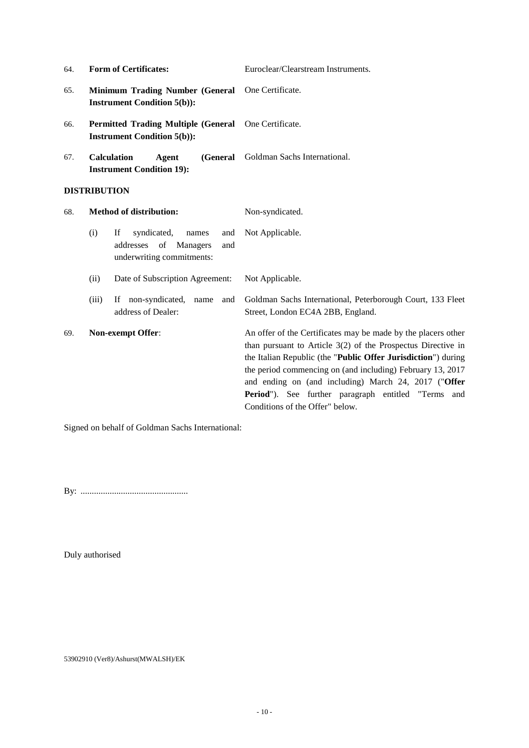64. **Form of Certificates:** Euroclear/Clearstream Instruments.

65. **Minimum Trading Number (General Instrument Condition 5(b)):** One Certificate.

66. **Permitted Trading Multiple (General Instrument Condition 5(b)):** One Certificate.

67. **Calculation Agent (General Instrument Condition 19):** Goldman Sachs International.

**DISTRIBUTION**

68. **Method of distribution:** Non-syndicated.

    (i) If syndicated, names and addresses of Managers and underwriting commitments: Not Applicable.

    (ii) Date of Subscription Agreement: Not Applicable.

    (iii) If non-syndicated, name and address of Dealer: Goldman Sachs International, Peterborough Court, 133 Fleet Street, London EC4A 2BB, England.

69. **Non-exempt Offer**: An offer of the Certificates may be made by the placers other than pursuant to Article 3(2) of the Prospectus Directive in the Italian Republic (the "**Public Offer Jurisdiction**") during the period commencing on (and including) February 13, 2017 and ending on (and including) March 24, 2017 ("**Offer Period**"). See further paragraph entitled "Terms and Conditions of the Offer" below.

Signed on behalf of Goldman Sachs International:

By: ................................................

Duly authorised

53902910 (Ver8)/Ashurst(MWALSH)/EK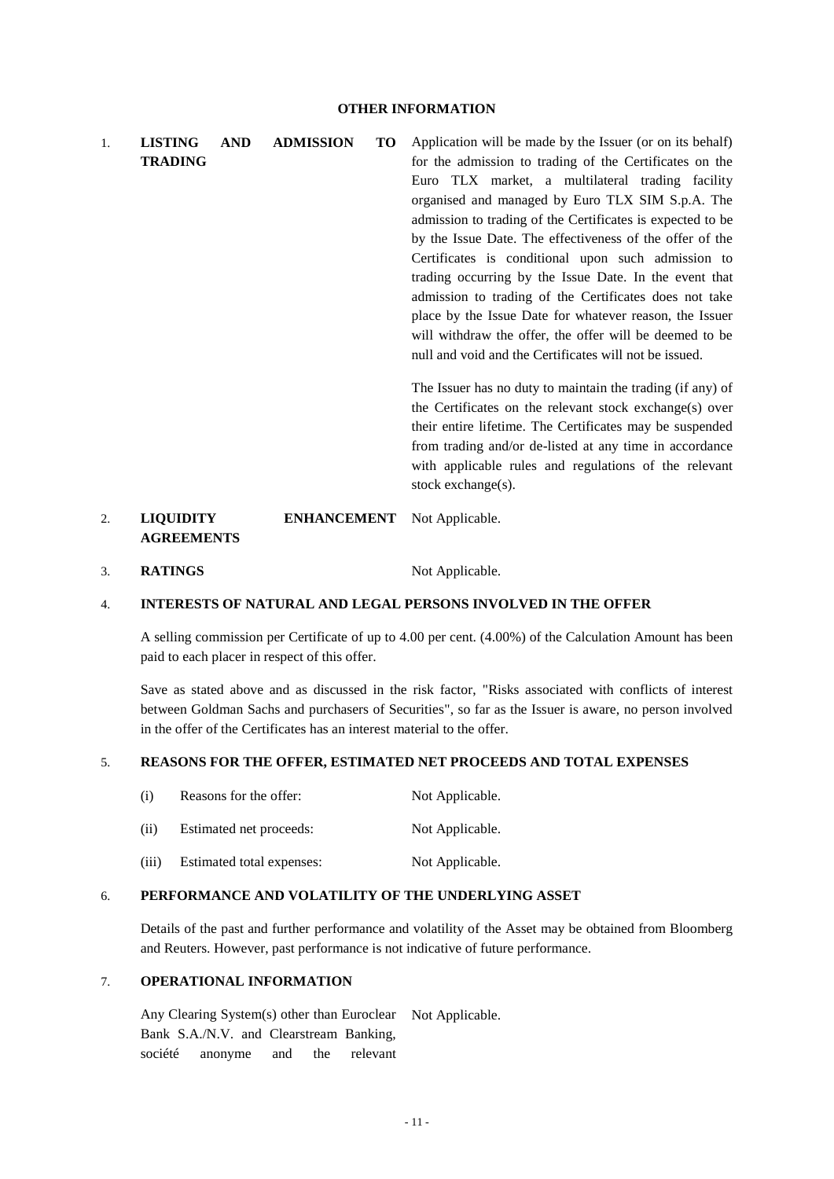## OTHER INFORMATION

1. **LISTING AND ADMISSION TO TRADING**

   Application will be made by the Issuer (or on its behalf) for the admission to trading of the Certificates on the Euro TLX market, a multilateral trading facility organised and managed by Euro TLX SIM S.p.A. The admission to trading of the Certificates is expected to be by the Issue Date. The effectiveness of the offer of the Certificates is conditional upon such admission to trading occurring by the Issue Date. In the event that admission to trading of the Certificates does not take place by the Issue Date for whatever reason, the Issuer will withdraw the offer, the offer will be deemed to be null and void and the Certificates will not be issued.

   The Issuer has no duty to maintain the trading (if any) of the Certificates on the relevant stock exchange(s) over their entire lifetime. The Certificates may be suspended from trading and/or de-listed at any time in accordance with applicable rules and regulations of the relevant stock exchange(s).

2. **LIQUIDITY ENHANCEMENT AGREEMENTS** Not Applicable.

3. **RATINGS** Not Applicable.

4. **INTERESTS OF NATURAL AND LEGAL PERSONS INVOLVED IN THE OFFER**

   A selling commission per Certificate of up to 4.00 per cent. (4.00%) of the Calculation Amount has been paid to each placer in respect of this offer.

   Save as stated above and as discussed in the risk factor, "Risks associated with conflicts of interest between Goldman Sachs and purchasers of Securities", so far as the Issuer is aware, no person involved in the offer of the Certificates has an interest material to the offer.

5. **REASONS FOR THE OFFER, ESTIMATED NET PROCEEDS AND TOTAL EXPENSES**

   (i) Reasons for the offer: Not Applicable.

   (ii) Estimated net proceeds: Not Applicable.

   (iii) Estimated total expenses: Not Applicable.

6. **PERFORMANCE AND VOLATILITY OF THE UNDERLYING ASSET**

   Details of the past and further performance and volatility of the Asset may be obtained from Bloomberg and Reuters. However, past performance is not indicative of future performance.

7. **OPERATIONAL INFORMATION**

   Any Clearing System(s) other than Euroclear Bank S.A./N.V. and Clearstream Banking, société anonyme and the relevant Not Applicable.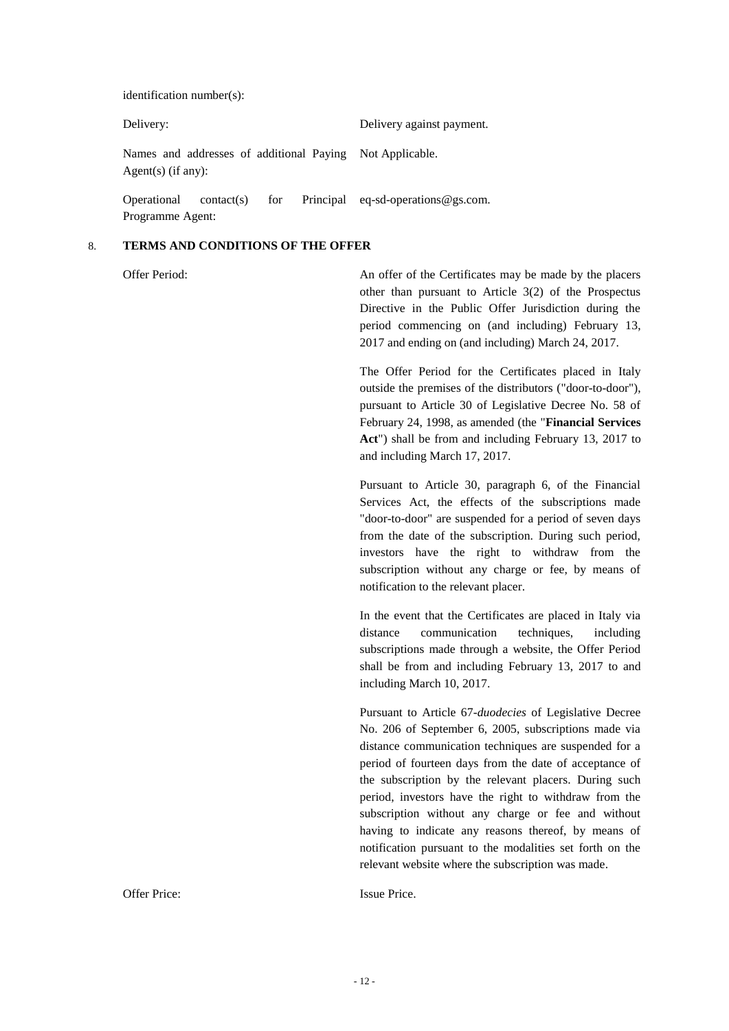identification number(s):

| | |
|---|---|
| Delivery: | Delivery against payment. |
| Names and addresses of additional Paying Agent(s) (if any): | Not Applicable. |
| Operational contact(s) for Principal Programme Agent: | eq-sd-operations@gs.com. |

## 8. TERMS AND CONDITIONS OF THE OFFER

| | |
|---|---|
| Offer Period: | An offer of the Certificates may be made by the placers other than pursuant to Article 3(2) of the Prospectus Directive in the Public Offer Jurisdiction during the period commencing on (and including) February 13, 2017 and ending on (and including) March 24, 2017.<br><br>The Offer Period for the Certificates placed in Italy outside the premises of the distributors ("door-to-door"), pursuant to Article 30 of Legislative Decree No. 58 of February 24, 1998, as amended (the "**Financial Services Act**") shall be from and including February 13, 2017 to and including March 17, 2017.<br><br>Pursuant to Article 30, paragraph 6, of the Financial Services Act, the effects of the subscriptions made "door-to-door" are suspended for a period of seven days from the date of the subscription. During such period, investors have the right to withdraw from the subscription without any charge or fee, by means of notification to the relevant placer.<br><br>In the event that the Certificates are placed in Italy via distance communication techniques, including subscriptions made through a website, the Offer Period shall be from and including February 13, 2017 to and including March 10, 2017.<br><br>Pursuant to Article 67-*duodecies* of Legislative Decree No. 206 of September 6, 2005, subscriptions made via distance communication techniques are suspended for a period of fourteen days from the date of acceptance of the subscription by the relevant placers. During such period, investors have the right to withdraw from the subscription without any charge or fee and without having to indicate any reasons thereof, by means of notification pursuant to the modalities set forth on the relevant website where the subscription was made. |
| Offer Price: | Issue Price. |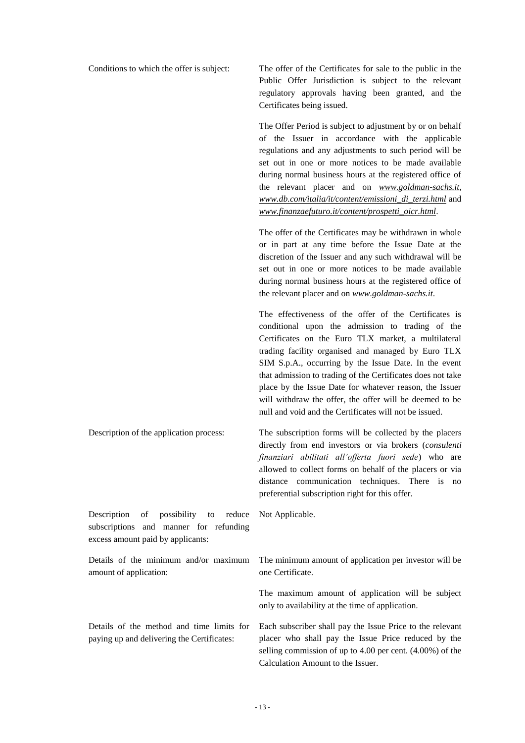| | |
|---|---|
| Conditions to which the offer is subject: | The offer of the Certificates for sale to the public in the Public Offer Jurisdiction is subject to the relevant regulatory approvals having been granted, and the Certificates being issued.<br><br>The Offer Period is subject to adjustment by or on behalf of the Issuer in accordance with the applicable regulations and any adjustments to such period will be set out in one or more notices to be made available during normal business hours at the registered office of the relevant placer and on *www.goldman-sachs.it*, *www.db.com/italia/it/content/emissioni_di_terzi.html* and *www.finanzaefuturo.it/content/prospetti_oicr.html*.<br><br>The offer of the Certificates may be withdrawn in whole or in part at any time before the Issue Date at the discretion of the Issuer and any such withdrawal will be set out in one or more notices to be made available during normal business hours at the registered office of the relevant placer and on *www.goldman-sachs.it*.<br><br>The effectiveness of the offer of the Certificates is conditional upon the admission to trading of the Certificates on the Euro TLX market, a multilateral trading facility organised and managed by Euro TLX SIM S.p.A., occurring by the Issue Date. In the event that admission to trading of the Certificates does not take place by the Issue Date for whatever reason, the Issuer will withdraw the offer, the offer will be deemed to be null and void and the Certificates will not be issued. |
| Description of the application process: | The subscription forms will be collected by the placers directly from end investors or via brokers (*consulenti finanziari abilitati all'offerta fuori sede*) who are allowed to collect forms on behalf of the placers or via distance communication techniques. There is no preferential subscription right for this offer. |
| Description of possibility to reduce subscriptions and manner for refunding excess amount paid by applicants: | Not Applicable. |
| Details of the minimum and/or maximum amount of application: | The minimum amount of application per investor will be one Certificate.<br><br>The maximum amount of application will be subject only to availability at the time of application. |
| Details of the method and time limits for paying up and delivering the Certificates: | Each subscriber shall pay the Issue Price to the relevant placer who shall pay the Issue Price reduced by the selling commission of up to 4.00 per cent. (4.00%) of the Calculation Amount to the Issuer. |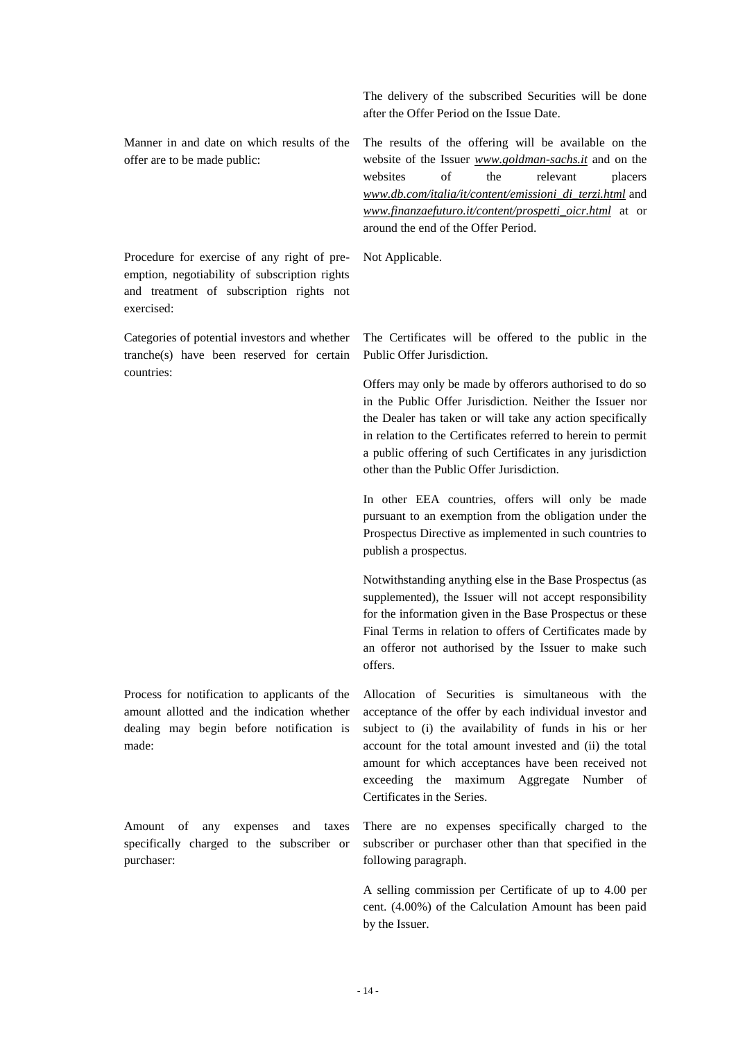| | |
|---|---|
| | The delivery of the subscribed Securities will be done after the Offer Period on the Issue Date. |
| Manner in and date on which results of the offer are to be made public: | The results of the offering will be available on the website of the Issuer *www.goldman-sachs.it* and on the websites of the relevant placers *www.db.com/italia/it/content/emissioni_di_terzi.html* and *www.finanzaefuturo.it/content/prospetti_oicr.html* at or around the end of the Offer Period. |
| Procedure for exercise of any right of pre-emption, negotiability of subscription rights and treatment of subscription rights not exercised: | Not Applicable. |
| Categories of potential investors and whether tranche(s) have been reserved for certain countries: | The Certificates will be offered to the public in the Public Offer Jurisdiction.<br><br>Offers may only be made by offerors authorised to do so in the Public Offer Jurisdiction. Neither the Issuer nor the Dealer has taken or will take any action specifically in relation to the Certificates referred to herein to permit a public offering of such Certificates in any jurisdiction other than the Public Offer Jurisdiction.<br><br>In other EEA countries, offers will only be made pursuant to an exemption from the obligation under the Prospectus Directive as implemented in such countries to publish a prospectus.<br><br>Notwithstanding anything else in the Base Prospectus (as supplemented), the Issuer will not accept responsibility for the information given in the Base Prospectus or these Final Terms in relation to offers of Certificates made by an offeror not authorised by the Issuer to make such offers. |
| Process for notification to applicants of the amount allotted and the indication whether dealing may begin before notification is made: | Allocation of Securities is simultaneous with the acceptance of the offer by each individual investor and subject to (i) the availability of funds in his or her account for the total amount invested and (ii) the total amount for which acceptances have been received not exceeding the maximum Aggregate Number of Certificates in the Series. |
| Amount of any expenses and taxes specifically charged to the subscriber or purchaser: | There are no expenses specifically charged to the subscriber or purchaser other than that specified in the following paragraph.<br><br>A selling commission per Certificate of up to 4.00 per cent. (4.00%) of the Calculation Amount has been paid by the Issuer. |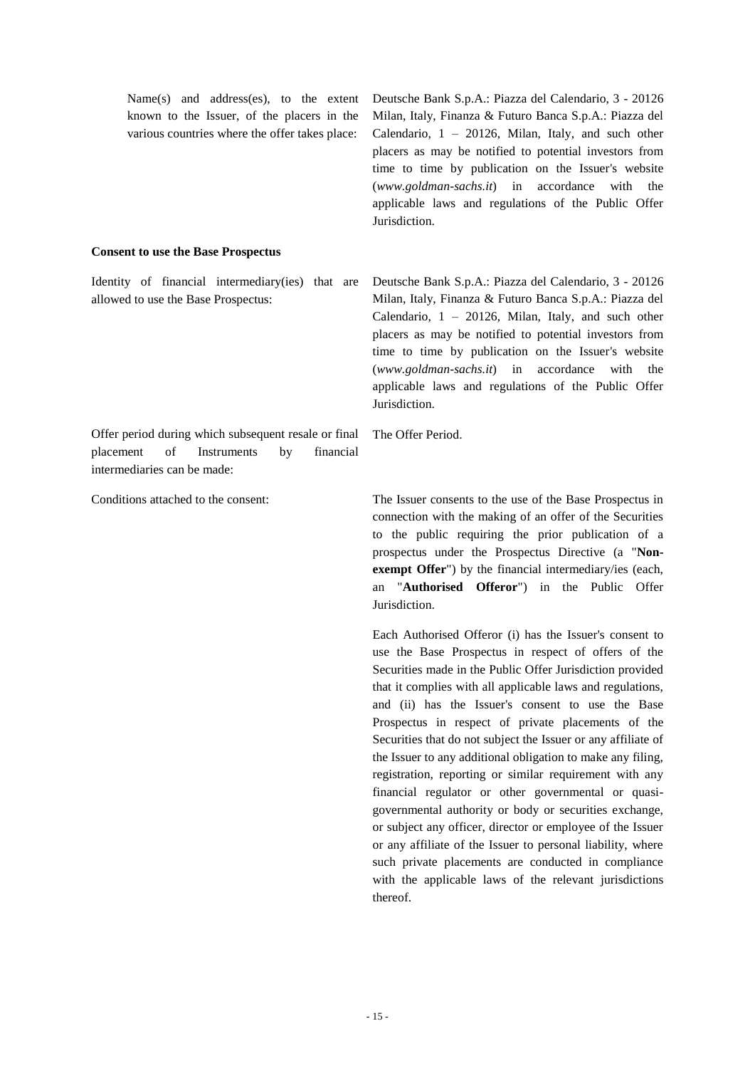| | |
|---|---|
| Name(s) and address(es), to the extent known to the Issuer, of the placers in the various countries where the offer takes place: | Deutsche Bank S.p.A.: Piazza del Calendario, 3 - 20126 Milan, Italy, Finanza & Futuro Banca S.p.A.: Piazza del Calendario, 1 – 20126, Milan, Italy, and such other placers as may be notified to potential investors from time to time by publication on the Issuer's website (*www.goldman-sachs.it*) in accordance with the applicable laws and regulations of the Public Offer Jurisdiction. |

**Consent to use the Base Prospectus**

| | |
|---|---|
| Identity of financial intermediary(ies) that are allowed to use the Base Prospectus: | Deutsche Bank S.p.A.: Piazza del Calendario, 3 - 20126 Milan, Italy, Finanza & Futuro Banca S.p.A.: Piazza del Calendario, 1 – 20126, Milan, Italy, and such other placers as may be notified to potential investors from time to time by publication on the Issuer's website (*www.goldman-sachs.it*) in accordance with the applicable laws and regulations of the Public Offer Jurisdiction. |
| Offer period during which subsequent resale or final placement of Instruments by financial intermediaries can be made: | The Offer Period. |
| Conditions attached to the consent: | The Issuer consents to the use of the Base Prospectus in connection with the making of an offer of the Securities to the public requiring the prior publication of a prospectus under the Prospectus Directive (a "**Non-exempt Offer**") by the financial intermediary/ies (each, an "**Authorised Offeror**") in the Public Offer Jurisdiction.<br><br>Each Authorised Offeror (i) has the Issuer's consent to use the Base Prospectus in respect of offers of the Securities made in the Public Offer Jurisdiction provided that it complies with all applicable laws and regulations, and (ii) has the Issuer's consent to use the Base Prospectus in respect of private placements of the Securities that do not subject the Issuer or any affiliate of the Issuer to any additional obligation to make any filing, registration, reporting or similar requirement with any financial regulator or other governmental or quasi-governmental authority or body or securities exchange, or subject any officer, director or employee of the Issuer or any affiliate of the Issuer to personal liability, where such private placements are conducted in compliance with the applicable laws of the relevant jurisdictions thereof. |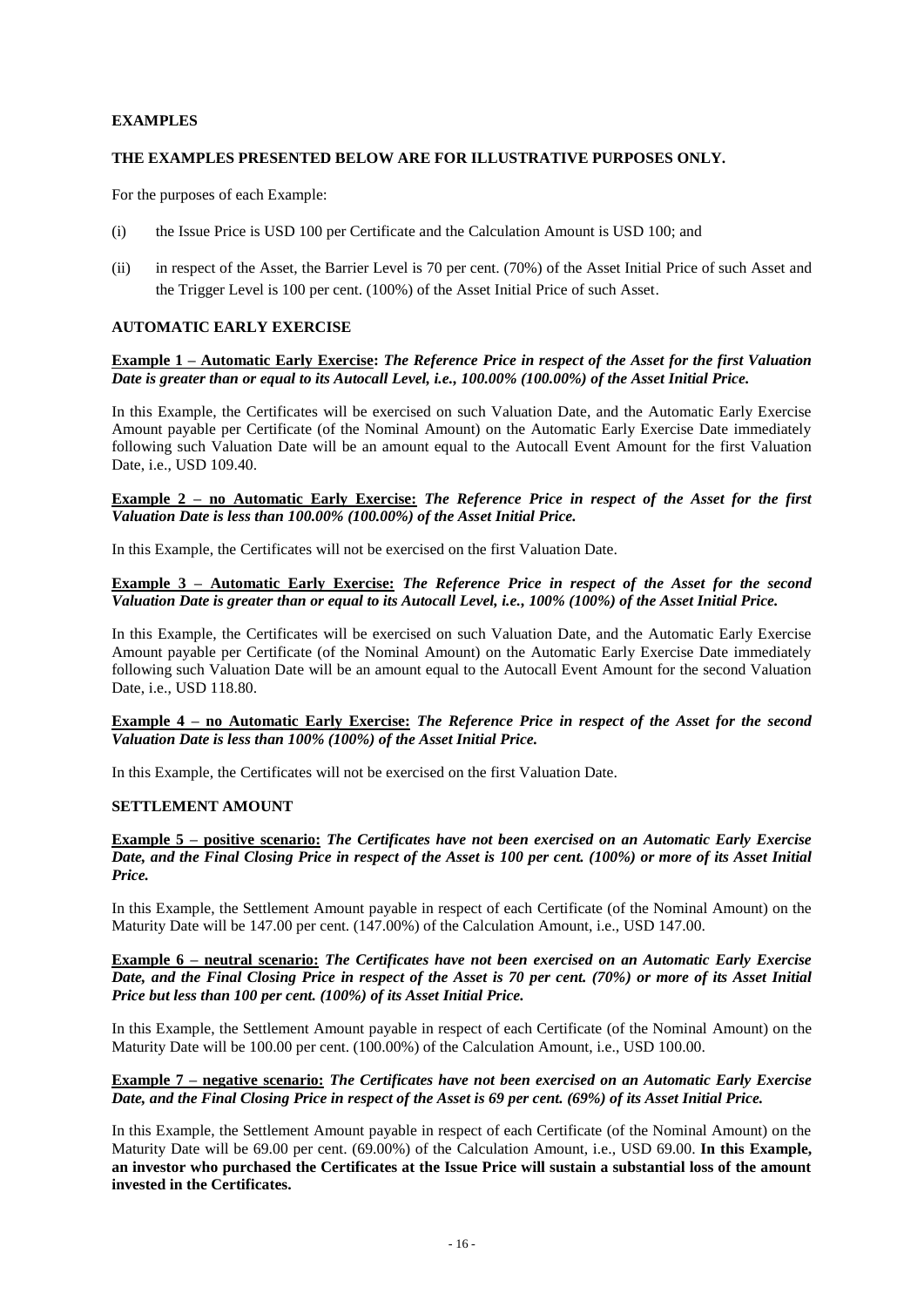**EXAMPLES**

**THE EXAMPLES PRESENTED BELOW ARE FOR ILLUSTRATIVE PURPOSES ONLY.**

For the purposes of each Example:

(i) the Issue Price is USD 100 per Certificate and the Calculation Amount is USD 100; and

(ii) in respect of the Asset, the Barrier Level is 70 per cent. (70%) of the Asset Initial Price of such Asset and the Trigger Level is 100 per cent. (100%) of the Asset Initial Price of such Asset.

**AUTOMATIC EARLY EXERCISE**

**Example 1 – Automatic Early Exercise:** ***The Reference Price in respect of the Asset for the first Valuation Date is greater than or equal to its Autocall Level, i.e., 100.00% (100.00%) of the Asset Initial Price.***

In this Example, the Certificates will be exercised on such Valuation Date, and the Automatic Early Exercise Amount payable per Certificate (of the Nominal Amount) on the Automatic Early Exercise Date immediately following such Valuation Date will be an amount equal to the Autocall Event Amount for the first Valuation Date, i.e., USD 109.40.

**Example 2 – no Automatic Early Exercise:** ***The Reference Price in respect of the Asset for the first Valuation Date is less than 100.00% (100.00%) of the Asset Initial Price.***

In this Example, the Certificates will not be exercised on the first Valuation Date.

**Example 3 – Automatic Early Exercise:** ***The Reference Price in respect of the Asset for the second Valuation Date is greater than or equal to its Autocall Level, i.e., 100% (100%) of the Asset Initial Price.***

In this Example, the Certificates will be exercised on such Valuation Date, and the Automatic Early Exercise Amount payable per Certificate (of the Nominal Amount) on the Automatic Early Exercise Date immediately following such Valuation Date will be an amount equal to the Autocall Event Amount for the second Valuation Date, i.e., USD 118.80.

**Example 4 – no Automatic Early Exercise:** ***The Reference Price in respect of the Asset for the second Valuation Date is less than 100% (100%) of the Asset Initial Price.***

In this Example, the Certificates will not be exercised on the first Valuation Date.

**SETTLEMENT AMOUNT**

**Example 5 – positive scenario:** ***The Certificates have not been exercised on an Automatic Early Exercise Date, and the Final Closing Price in respect of the Asset is 100 per cent. (100%) or more of its Asset Initial Price.***

In this Example, the Settlement Amount payable in respect of each Certificate (of the Nominal Amount) on the Maturity Date will be 147.00 per cent. (147.00%) of the Calculation Amount, i.e., USD 147.00.

**Example 6 – neutral scenario:** ***The Certificates have not been exercised on an Automatic Early Exercise Date, and the Final Closing Price in respect of the Asset is 70 per cent. (70%) or more of its Asset Initial Price but less than 100 per cent. (100%) of its Asset Initial Price.***

In this Example, the Settlement Amount payable in respect of each Certificate (of the Nominal Amount) on the Maturity Date will be 100.00 per cent. (100.00%) of the Calculation Amount, i.e., USD 100.00.

**Example 7 – negative scenario:** ***The Certificates have not been exercised on an Automatic Early Exercise Date, and the Final Closing Price in respect of the Asset is 69 per cent. (69%) of its Asset Initial Price.***

In this Example, the Settlement Amount payable in respect of each Certificate (of the Nominal Amount) on the Maturity Date will be 69.00 per cent. (69.00%) of the Calculation Amount, i.e., USD 69.00. **In this Example, an investor who purchased the Certificates at the Issue Price will sustain a substantial loss of the amount invested in the Certificates.**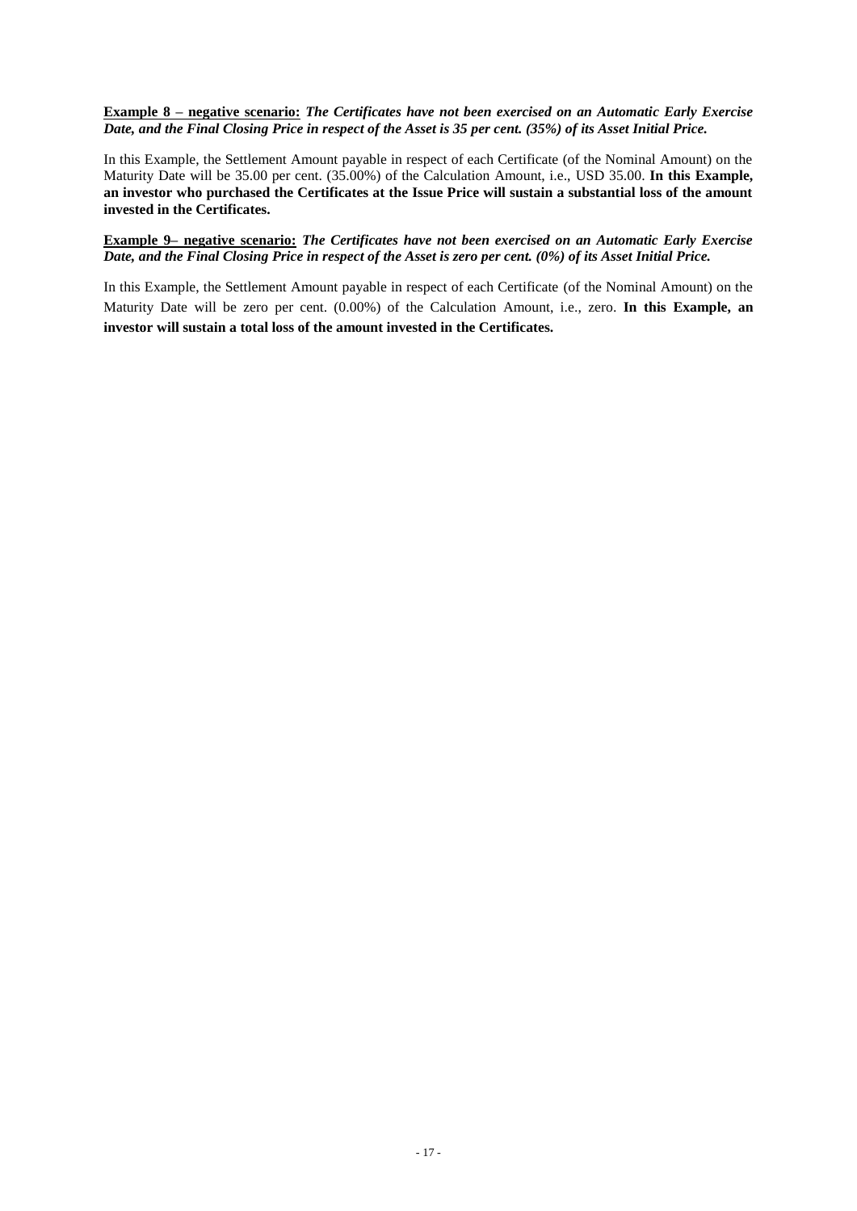**<u>Example 8 – negative scenario:</u>** ***The Certificates have not been exercised on an Automatic Early Exercise Date, and the Final Closing Price in respect of the Asset is 35 per cent. (35%) of its Asset Initial Price.***

In this Example, the Settlement Amount payable in respect of each Certificate (of the Nominal Amount) on the Maturity Date will be 35.00 per cent. (35.00%) of the Calculation Amount, i.e., USD 35.00. **In this Example, an investor who purchased the Certificates at the Issue Price will sustain a substantial loss of the amount invested in the Certificates.**

**<u>Example 9– negative scenario:</u>** ***The Certificates have not been exercised on an Automatic Early Exercise Date, and the Final Closing Price in respect of the Asset is zero per cent. (0%) of its Asset Initial Price.***

In this Example, the Settlement Amount payable in respect of each Certificate (of the Nominal Amount) on the Maturity Date will be zero per cent. (0.00%) of the Calculation Amount, i.e., zero. **In this Example, an investor will sustain a total loss of the amount invested in the Certificates.**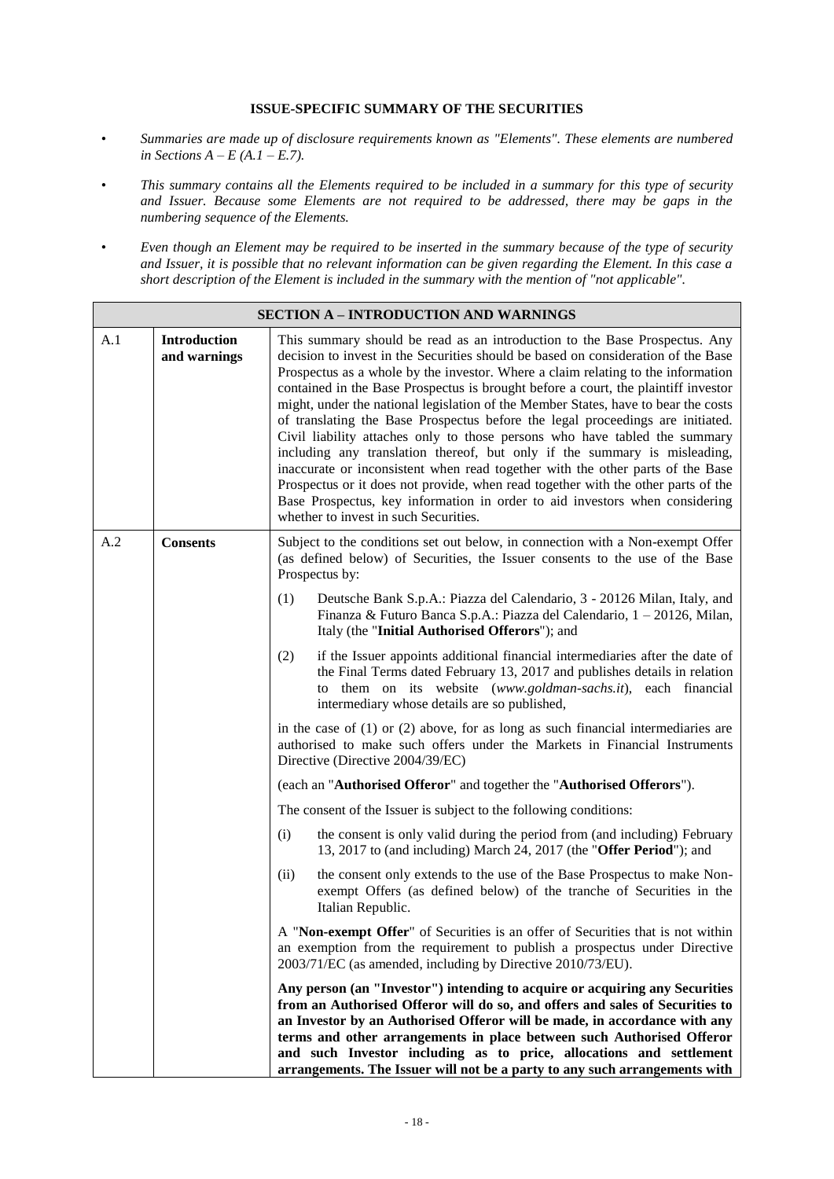**ISSUE-SPECIFIC SUMMARY OF THE SECURITIES**

- *Summaries are made up of disclosure requirements known as "Elements". These elements are numbered in Sections A – E (A.1 – E.7).*
- *This summary contains all the Elements required to be included in a summary for this type of security and Issuer. Because some Elements are not required to be addressed, there may be gaps in the numbering sequence of the Elements.*
- *Even though an Element may be required to be inserted in the summary because of the type of security and Issuer, it is possible that no relevant information can be given regarding the Element. In this case a short description of the Element is included in the summary with the mention of "not applicable".*

| **SECTION A – INTRODUCTION AND WARNINGS** | | |
|---|---|---|
| A.1 | **Introduction and warnings** | This summary should be read as an introduction to the Base Prospectus. Any decision to invest in the Securities should be based on consideration of the Base Prospectus as a whole by the investor. Where a claim relating to the information contained in the Base Prospectus is brought before a court, the plaintiff investor might, under the national legislation of the Member States, have to bear the costs of translating the Base Prospectus before the legal proceedings are initiated. Civil liability attaches only to those persons who have tabled the summary including any translation thereof, but only if the summary is misleading, inaccurate or inconsistent when read together with the other parts of the Base Prospectus or it does not provide, when read together with the other parts of the Base Prospectus, key information in order to aid investors when considering whether to invest in such Securities. |
| A.2 | **Consents** | Subject to the conditions set out below, in connection with a Non-exempt Offer (as defined below) of Securities, the Issuer consents to the use of the Base Prospectus by:<br><br>(1) Deutsche Bank S.p.A.: Piazza del Calendario, 3 - 20126 Milan, Italy, and Finanza & Futuro Banca S.p.A.: Piazza del Calendario, 1 – 20126, Milan, Italy (the "**Initial Authorised Offerors**"); and<br><br>(2) if the Issuer appoints additional financial intermediaries after the date of the Final Terms dated February 13, 2017 and publishes details in relation to them on its website (*www.goldman-sachs.it*), each financial intermediary whose details are so published,<br><br>in the case of (1) or (2) above, for as long as such financial intermediaries are authorised to make such offers under the Markets in Financial Instruments Directive (Directive 2004/39/EC)<br><br>(each an "**Authorised Offeror**" and together the "**Authorised Offerors**").<br><br>The consent of the Issuer is subject to the following conditions:<br><br>(i) the consent is only valid during the period from (and including) February 13, 2017 to (and including) March 24, 2017 (the "**Offer Period**"); and<br><br>(ii) the consent only extends to the use of the Base Prospectus to make Non-exempt Offers (as defined below) of the tranche of Securities in the Italian Republic.<br><br>A "**Non-exempt Offer**" of Securities is an offer of Securities that is not within an exemption from the requirement to publish a prospectus under Directive 2003/71/EC (as amended, including by Directive 2010/73/EU).<br><br>**Any person (an "Investor") intending to acquire or acquiring any Securities from an Authorised Offeror will do so, and offers and sales of Securities to an Investor by an Authorised Offeror will be made, in accordance with any terms and other arrangements in place between such Authorised Offeror and such Investor including as to price, allocations and settlement arrangements. The Issuer will not be a party to any such arrangements with** |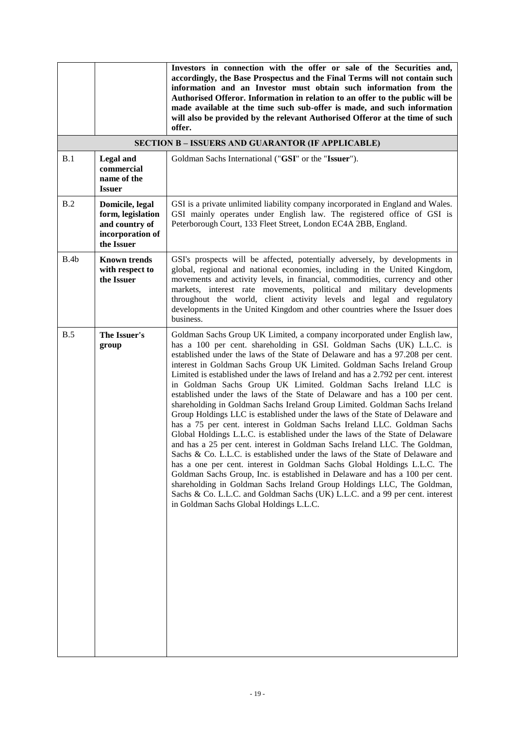| | | |
|---|---|---|
| | | **Investors in connection with the offer or sale of the Securities and, accordingly, the Base Prospectus and the Final Terms will not contain such information and an Investor must obtain such information from the Authorised Offeror. Information in relation to an offer to the public will be made available at the time such sub-offer is made, and such information will also be provided by the relevant Authorised Offeror at the time of such offer.** |
| **SECTION B – ISSUERS AND GUARANTOR (IF APPLICABLE)** | | |
| B.1 | **Legal and commercial name of the Issuer** | Goldman Sachs International ("**GSI**" or the "**Issuer**"). |
| B.2 | **Domicile, legal form, legislation and country of incorporation of the Issuer** | GSI is a private unlimited liability company incorporated in England and Wales. GSI mainly operates under English law. The registered office of GSI is Peterborough Court, 133 Fleet Street, London EC4A 2BB, England. |
| B.4b | **Known trends with respect to the Issuer** | GSI's prospects will be affected, potentially adversely, by developments in global, regional and national economies, including in the United Kingdom, movements and activity levels, in financial, commodities, currency and other markets, interest rate movements, political and military developments throughout the world, client activity levels and legal and regulatory developments in the United Kingdom and other countries where the Issuer does business. |
| B.5 | **The Issuer's group** | Goldman Sachs Group UK Limited, a company incorporated under English law, has a 100 per cent. shareholding in GSI. Goldman Sachs (UK) L.L.C. is established under the laws of the State of Delaware and has a 97.208 per cent. interest in Goldman Sachs Group UK Limited. Goldman Sachs Ireland Group Limited is established under the laws of Ireland and has a 2.792 per cent. interest in Goldman Sachs Group UK Limited. Goldman Sachs Ireland LLC is established under the laws of the State of Delaware and has a 100 per cent. shareholding in Goldman Sachs Ireland Group Limited. Goldman Sachs Ireland Group Holdings LLC is established under the laws of the State of Delaware and has a 75 per cent. interest in Goldman Sachs Ireland LLC. Goldman Sachs Global Holdings L.L.C. is established under the laws of the State of Delaware and has a 25 per cent. interest in Goldman Sachs Ireland LLC. The Goldman, Sachs & Co. L.L.C. is established under the laws of the State of Delaware and has a one per cent. interest in Goldman Sachs Global Holdings L.L.C. The Goldman Sachs Group, Inc. is established in Delaware and has a 100 per cent. shareholding in Goldman Sachs Ireland Group Holdings LLC, The Goldman, Sachs & Co. L.L.C. and Goldman Sachs (UK) L.L.C. and a 99 per cent. interest in Goldman Sachs Global Holdings L.L.C. |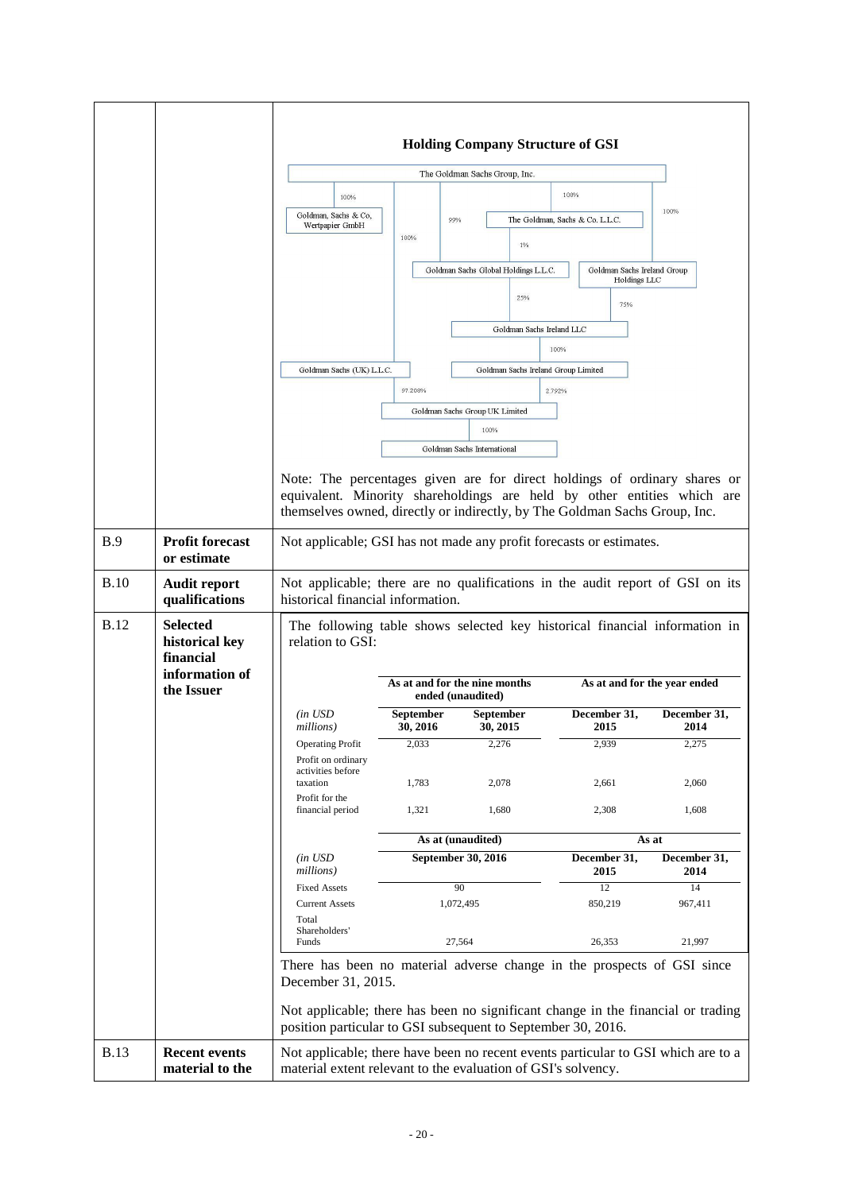| | | |
|---|---|---|
| | | **Holding Company Structure of GSI**<br><br>The Goldman Sachs Group, Inc.<br>100% — Goldman, Sachs & Co. Wertpapier GmbH<br>99% — The Goldman, Sachs & Co. L.L.C.<br>100% — Goldman Sachs Global Holdings L.L.C. (1% held by The Goldman, Sachs & Co. L.L.C.)<br>100% — Goldman Sachs Ireland Group Holdings LLC<br>100% — Goldman Sachs (UK) L.L.C.<br>Goldman Sachs Ireland LLC (25% Goldman Sachs Global Holdings L.L.C.; 75% Goldman Sachs Ireland Group Holdings LLC)<br>100% — Goldman Sachs Ireland Group Limited<br>Goldman Sachs Group UK Limited (97.208% Goldman Sachs (UK) L.L.C.; 2.792% Goldman Sachs Ireland Group Limited)<br>100% — Goldman Sachs International<br><br>Note: The percentages given are for direct holdings of ordinary shares or equivalent. Minority shareholdings are held by other entities which are themselves owned, directly or indirectly, by The Goldman Sachs Group, Inc. |
| B.9 | **Profit forecast or estimate** | Not applicable; GSI has not made any profit forecasts or estimates. |
| B.10 | **Audit report qualifications** | Not applicable; there are no qualifications in the audit report of GSI on its historical financial information. |
| B.12 | **Selected historical key financial information of the Issuer** | The following table shows selected key historical financial information in relation to GSI: (see table below)<br><br>There has been no material adverse change in the prospects of GSI since December 31, 2015.<br><br>Not applicable; there has been no significant change in the financial or trading position particular to GSI subsequent to September 30, 2016. |
| B.13 | **Recent events material to the** | Not applicable; there have been no recent events particular to GSI which are to a material extent relevant to the evaluation of GSI's solvency. |

| | As at and for the nine months ended (unaudited) | | As at and for the year ended | |
|---|---|---|---|---|
| *(in USD millions)* | **September 30, 2016** | **September 30, 2015** | **December 31, 2015** | **December 31, 2014** |
| Operating Profit | 2,033 | 2,276 | 2,939 | 2,275 |
| Profit on ordinary activities before taxation | 1,783 | 2,078 | 2,661 | 2,060 |
| Profit for the financial period | 1,321 | 1,680 | 2,308 | 1,608 |

| | As at (unaudited) | As at | |
|---|---|---|---|
| *(in USD millions)* | **September 30, 2016** | **December 31, 2015** | **December 31, 2014** |
| Fixed Assets | 90 | 12 | 14 |
| Current Assets | 1,072,495 | 850,219 | 967,411 |
| Total Shareholders' Funds | 27,564 | 26,353 | 21,997 |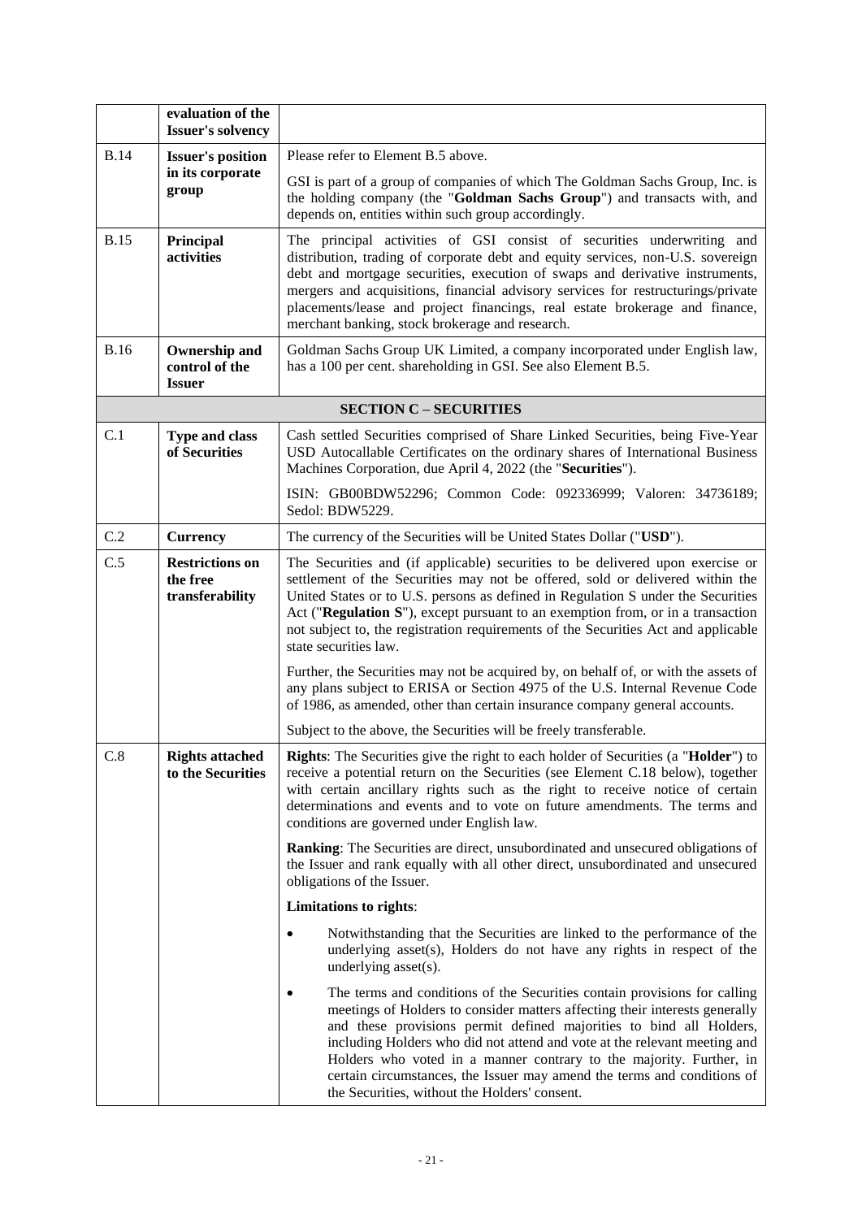| | | |
|---|---|---|
| | **evaluation of the Issuer's solvency** | |
| B.14 | **Issuer's position in its corporate group** | Please refer to Element B.5 above.<br><br>GSI is part of a group of companies of which The Goldman Sachs Group, Inc. is the holding company (the "**Goldman Sachs Group**") and transacts with, and depends on, entities within such group accordingly. |
| B.15 | **Principal activities** | The principal activities of GSI consist of securities underwriting and distribution, trading of corporate debt and equity services, non-U.S. sovereign debt and mortgage securities, execution of swaps and derivative instruments, mergers and acquisitions, financial advisory services for restructurings/private placements/lease and project financings, real estate brokerage and finance, merchant banking, stock brokerage and research. |
| B.16 | **Ownership and control of the Issuer** | Goldman Sachs Group UK Limited, a company incorporated under English law, has a 100 per cent. shareholding in GSI. See also Element B.5. |
| | | **SECTION C – SECURITIES** |
| C.1 | **Type and class of Securities** | Cash settled Securities comprised of Share Linked Securities, being Five-Year USD Autocallable Certificates on the ordinary shares of International Business Machines Corporation, due April 4, 2022 (the "**Securities**").<br><br>ISIN: GB00BDW52296; Common Code: 092336999; Valoren: 34736189; Sedol: BDW5229. |
| C.2 | **Currency** | The currency of the Securities will be United States Dollar ("**USD**"). |
| C.5 | **Restrictions on the free transferability** | The Securities and (if applicable) securities to be delivered upon exercise or settlement of the Securities may not be offered, sold or delivered within the United States or to U.S. persons as defined in Regulation S under the Securities Act ("**Regulation S**"), except pursuant to an exemption from, or in a transaction not subject to, the registration requirements of the Securities Act and applicable state securities law.<br><br>Further, the Securities may not be acquired by, on behalf of, or with the assets of any plans subject to ERISA or Section 4975 of the U.S. Internal Revenue Code of 1986, as amended, other than certain insurance company general accounts.<br><br>Subject to the above, the Securities will be freely transferable. |
| C.8 | **Rights attached to the Securities** | **Rights**: The Securities give the right to each holder of Securities (a "**Holder**") to receive a potential return on the Securities (see Element C.18 below), together with certain ancillary rights such as the right to receive notice of certain determinations and events and to vote on future amendments. The terms and conditions are governed under English law.<br><br>**Ranking**: The Securities are direct, unsubordinated and unsecured obligations of the Issuer and rank equally with all other direct, unsubordinated and unsecured obligations of the Issuer.<br><br>**Limitations to rights**:<br><br>• Notwithstanding that the Securities are linked to the performance of the underlying asset(s), Holders do not have any rights in respect of the underlying asset(s).<br><br>• The terms and conditions of the Securities contain provisions for calling meetings of Holders to consider matters affecting their interests generally and these provisions permit defined majorities to bind all Holders, including Holders who did not attend and vote at the relevant meeting and Holders who voted in a manner contrary to the majority. Further, in certain circumstances, the Issuer may amend the terms and conditions of the Securities, without the Holders' consent. |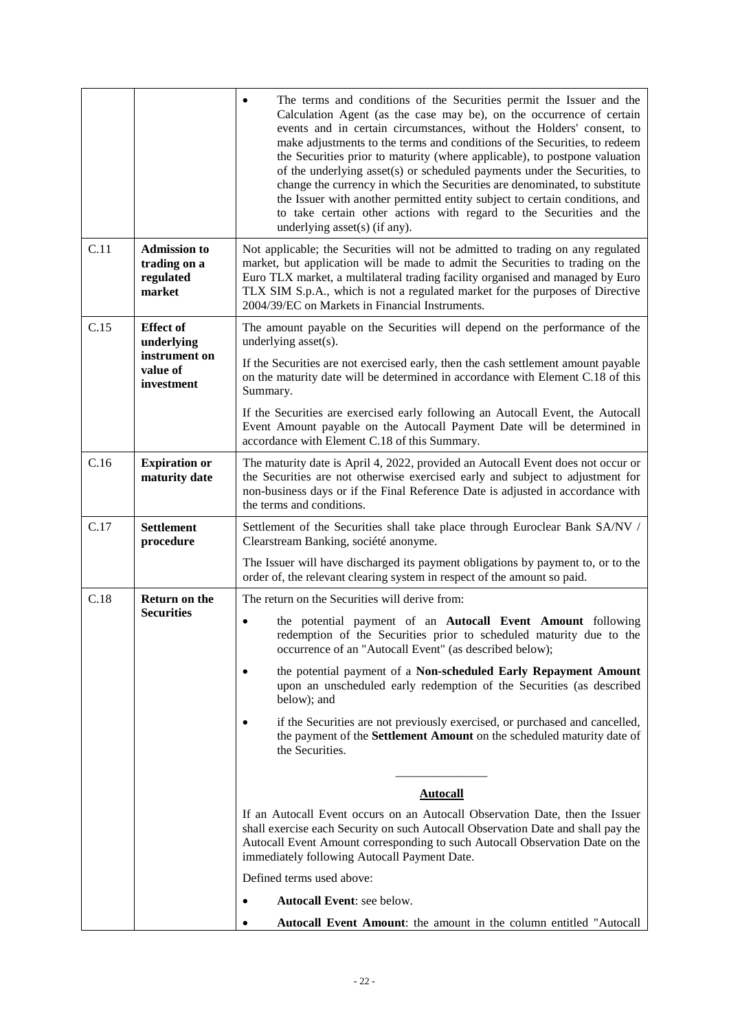| | | |
|---|---|---|
| | | • The terms and conditions of the Securities permit the Issuer and the Calculation Agent (as the case may be), on the occurrence of certain events and in certain circumstances, without the Holders' consent, to make adjustments to the terms and conditions of the Securities, to redeem the Securities prior to maturity (where applicable), to postpone valuation of the underlying asset(s) or scheduled payments under the Securities, to change the currency in which the Securities are denominated, to substitute the Issuer with another permitted entity subject to certain conditions, and to take certain other actions with regard to the Securities and the underlying asset(s) (if any). |
| C.11 | **Admission to trading on a regulated market** | Not applicable; the Securities will not be admitted to trading on any regulated market, but application will be made to admit the Securities to trading on the Euro TLX market, a multilateral trading facility organised and managed by Euro TLX SIM S.p.A., which is not a regulated market for the purposes of Directive 2004/39/EC on Markets in Financial Instruments. |
| C.15 | **Effect of underlying instrument on value of investment** | The amount payable on the Securities will depend on the performance of the underlying asset(s).<br><br>If the Securities are not exercised early, then the cash settlement amount payable on the maturity date will be determined in accordance with Element C.18 of this Summary.<br><br>If the Securities are exercised early following an Autocall Event, the Autocall Event Amount payable on the Autocall Payment Date will be determined in accordance with Element C.18 of this Summary. |
| C.16 | **Expiration or maturity date** | The maturity date is April 4, 2022, provided an Autocall Event does not occur or the Securities are not otherwise exercised early and subject to adjustment for non-business days or if the Final Reference Date is adjusted in accordance with the terms and conditions. |
| C.17 | **Settlement procedure** | Settlement of the Securities shall take place through Euroclear Bank SA/NV / Clearstream Banking, société anonyme.<br><br>The Issuer will have discharged its payment obligations by payment to, or to the order of, the relevant clearing system in respect of the amount so paid. |
| C.18 | **Return on the Securities** | The return on the Securities will derive from:<br><br>• the potential payment of an **Autocall Event Amount** following redemption of the Securities prior to scheduled maturity due to the occurrence of an "Autocall Event" (as described below);<br><br>• the potential payment of a **Non-scheduled Early Repayment Amount** upon an unscheduled early redemption of the Securities (as described below); and<br><br>• if the Securities are not previously exercised, or purchased and cancelled, the payment of the **Settlement Amount** on the scheduled maturity date of the Securities.<br><br>______________<br><br>**Autocall**<br><br>If an Autocall Event occurs on an Autocall Observation Date, then the Issuer shall exercise each Security on such Autocall Observation Date and shall pay the Autocall Event Amount corresponding to such Autocall Observation Date on the immediately following Autocall Payment Date.<br><br>Defined terms used above:<br><br>• **Autocall Event**: see below.<br><br>• **Autocall Event Amount**: the amount in the column entitled "Autocall |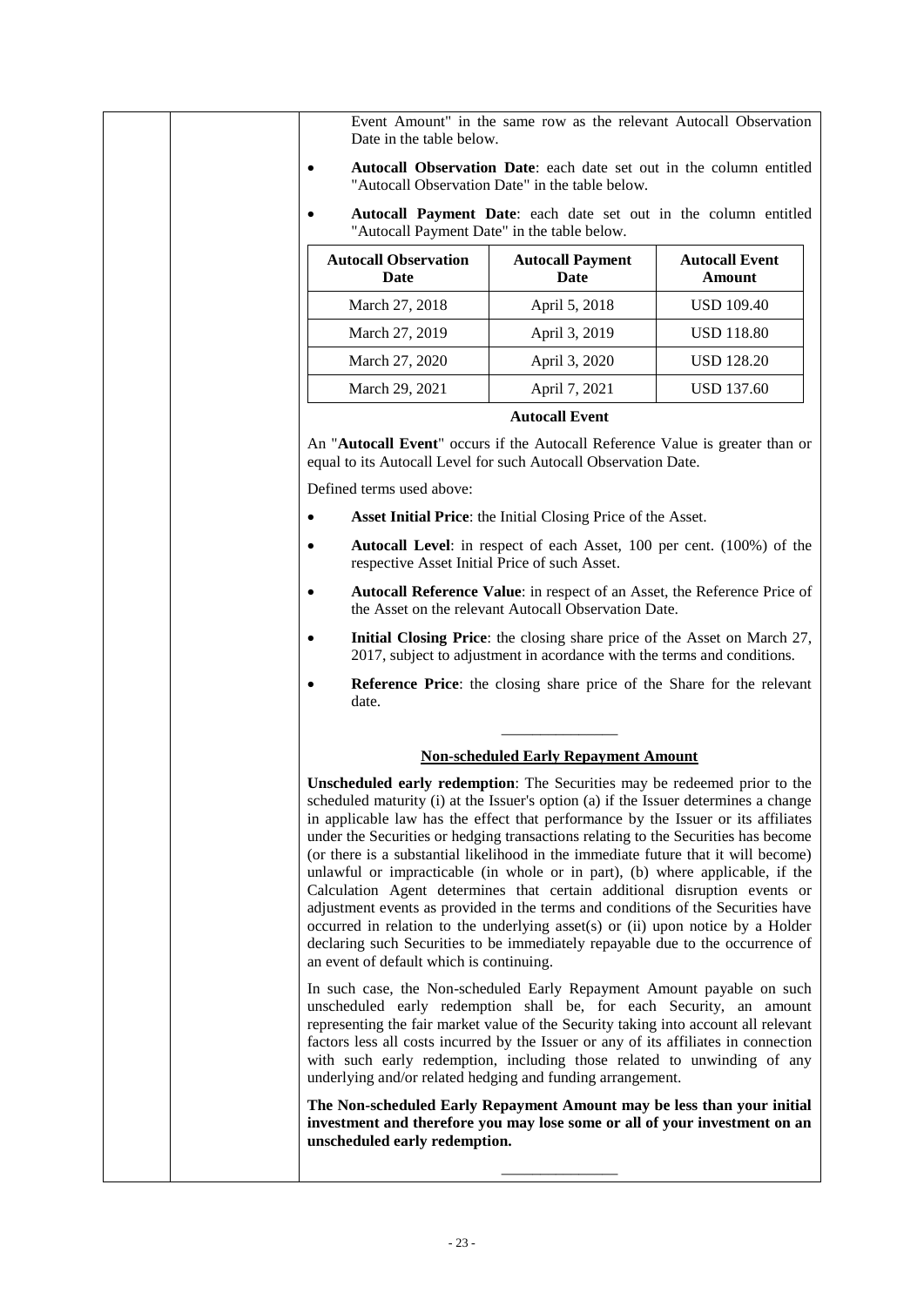Event Amount" in the same row as the relevant Autocall Observation Date in the table below.

- **Autocall Observation Date**: each date set out in the column entitled "Autocall Observation Date" in the table below.
- **Autocall Payment Date**: each date set out in the column entitled "Autocall Payment Date" in the table below.

| Autocall Observation Date | Autocall Payment Date | Autocall Event Amount |
|---|---|---|
| March 27, 2018 | April 5, 2018 | USD 109.40 |
| March 27, 2019 | April 3, 2019 | USD 118.80 |
| March 27, 2020 | April 3, 2020 | USD 128.20 |
| March 29, 2021 | April 7, 2021 | USD 137.60 |

**Autocall Event**

An "**Autocall Event**" occurs if the Autocall Reference Value is greater than or equal to its Autocall Level for such Autocall Observation Date.

Defined terms used above:

- **Asset Initial Price**: the Initial Closing Price of the Asset.
- **Autocall Level**: in respect of each Asset, 100 per cent. (100%) of the respective Asset Initial Price of such Asset.
- **Autocall Reference Value**: in respect of an Asset, the Reference Price of the Asset on the relevant Autocall Observation Date.
- **Initial Closing Price**: the closing share price of the Asset on March 27, 2017, subject to adjustment in acordance with the terms and conditions.
- **Reference Price**: the closing share price of the Share for the relevant date.

---

**Non-scheduled Early Repayment Amount**

**Unscheduled early redemption**: The Securities may be redeemed prior to the scheduled maturity (i) at the Issuer's option (a) if the Issuer determines a change in applicable law has the effect that performance by the Issuer or its affiliates under the Securities or hedging transactions relating to the Securities has become (or there is a substantial likelihood in the immediate future that it will become) unlawful or impracticable (in whole or in part), (b) where applicable, if the Calculation Agent determines that certain additional disruption events or adjustment events as provided in the terms and conditions of the Securities have occurred in relation to the underlying asset(s) or (ii) upon notice by a Holder declaring such Securities to be immediately repayable due to the occurrence of an event of default which is continuing.

In such case, the Non-scheduled Early Repayment Amount payable on such unscheduled early redemption shall be, for each Security, an amount representing the fair market value of the Security taking into account all relevant factors less all costs incurred by the Issuer or any of its affiliates in connection with such early redemption, including those related to unwinding of any underlying and/or related hedging and funding arrangement.

**The Non-scheduled Early Repayment Amount may be less than your initial investment and therefore you may lose some or all of your investment on an unscheduled early redemption.**

---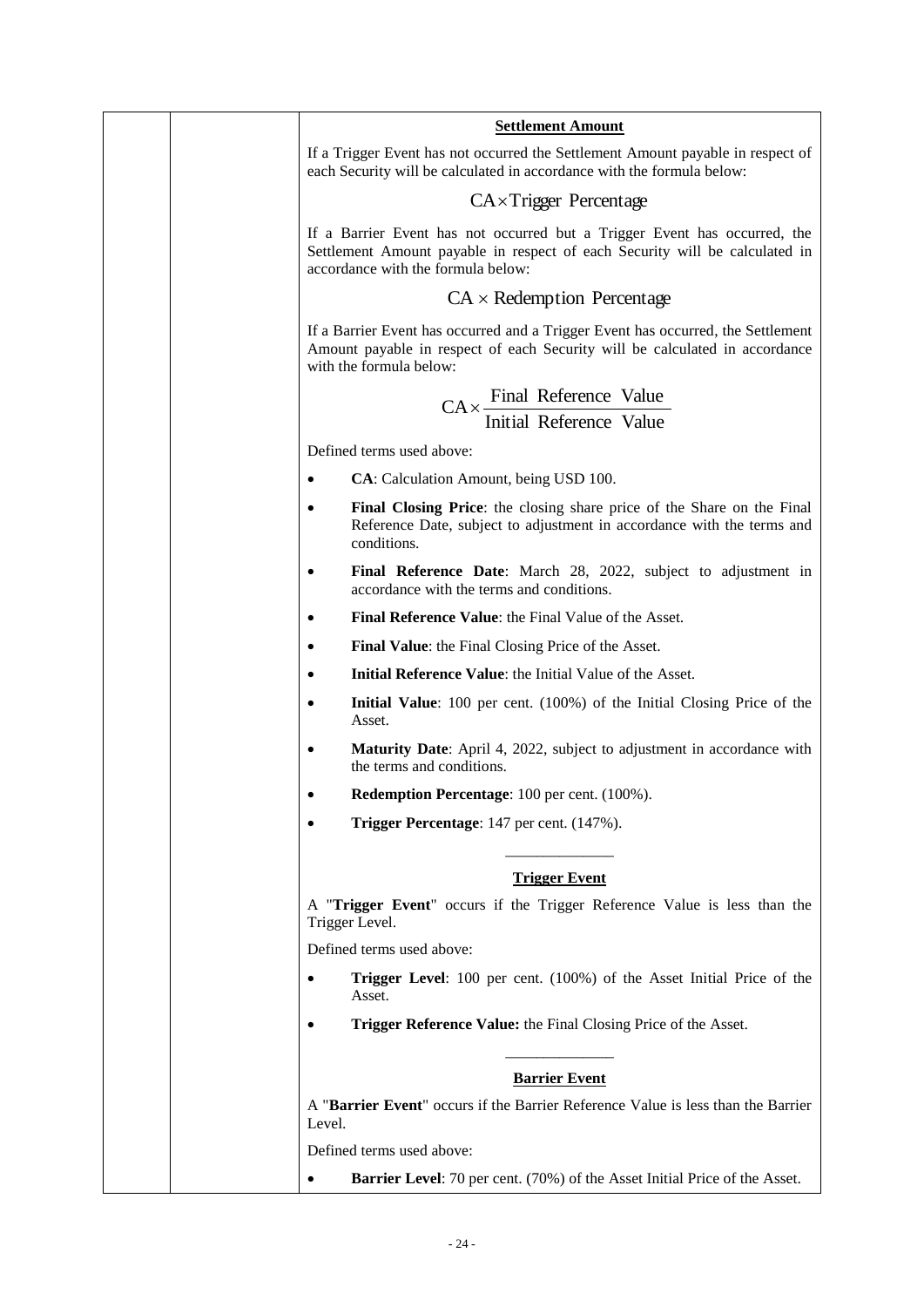**Settlement Amount**

If a Trigger Event has not occurred the Settlement Amount payable in respect of each Security will be calculated in accordance with the formula below:

$$\text{CA} \times \text{Trigger Percentage}$$

If a Barrier Event has not occurred but a Trigger Event has occurred, the Settlement Amount payable in respect of each Security will be calculated in accordance with the formula below:

$$\text{CA} \times \text{Redemption Percentage}$$

If a Barrier Event has occurred and a Trigger Event has occurred, the Settlement Amount payable in respect of each Security will be calculated in accordance with the formula below:

$$\text{CA} \times \frac{\text{Final Reference Value}}{\text{Initial Reference Value}}$$

Defined terms used above:

- **CA**: Calculation Amount, being USD 100.
- **Final Closing Price**: the closing share price of the Share on the Final Reference Date, subject to adjustment in accordance with the terms and conditions.
- **Final Reference Date**: March 28, 2022, subject to adjustment in accordance with the terms and conditions.
- **Final Reference Value**: the Final Value of the Asset.
- **Final Value**: the Final Closing Price of the Asset.
- **Initial Reference Value**: the Initial Value of the Asset.
- **Initial Value**: 100 per cent. (100%) of the Initial Closing Price of the Asset.
- **Maturity Date**: April 4, 2022, subject to adjustment in accordance with the terms and conditions.
- **Redemption Percentage**: 100 per cent. (100%).
- **Trigger Percentage**: 147 per cent. (147%).

---

**Trigger Event**

A "**Trigger Event**" occurs if the Trigger Reference Value is less than the Trigger Level.

Defined terms used above:

- **Trigger Level**: 100 per cent. (100%) of the Asset Initial Price of the Asset.
- **Trigger Reference Value:** the Final Closing Price of the Asset.

---

**Barrier Event**

A "**Barrier Event**" occurs if the Barrier Reference Value is less than the Barrier Level.

Defined terms used above:

- **Barrier Level**: 70 per cent. (70%) of the Asset Initial Price of the Asset.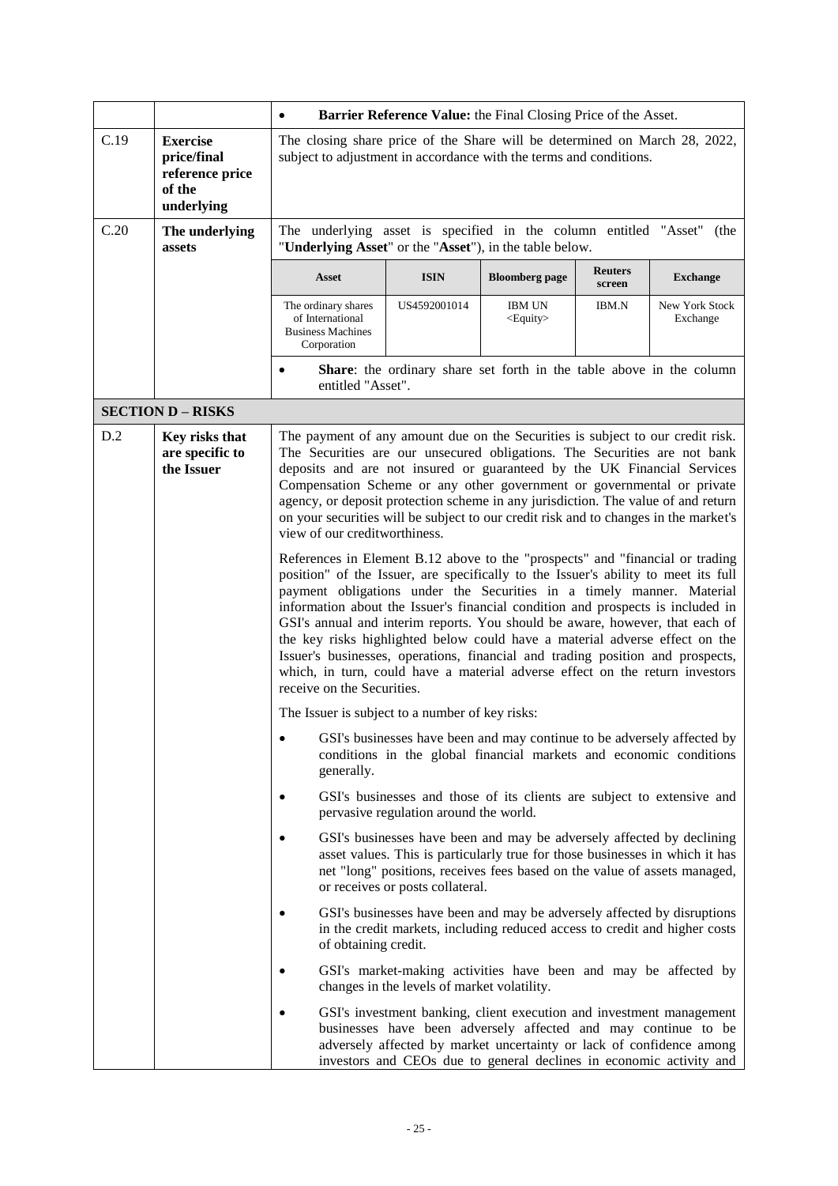| | | |
|---|---|---|
| | | • **Barrier Reference Value:** the Final Closing Price of the Asset. |
| C.19 | **Exercise price/final reference price of the underlying** | The closing share price of the Share will be determined on March 28, 2022, subject to adjustment in accordance with the terms and conditions. |
| C.20 | **The underlying assets** | The underlying asset is specified in the column entitled "Asset" (the "**Underlying Asset**" or the "**Asset**"), in the table below. |

| Asset | ISIN | Bloomberg page | Reuters screen | Exchange |
|---|---|---|---|---|
| The ordinary shares of International Business Machines Corporation | US4592001014 | IBM UN <Equity> | IBM.N | New York Stock Exchange |

- **Share**: the ordinary share set forth in the table above in the column entitled "Asset".

**SECTION D – RISKS**

| | | |
|---|---|---|
| D.2 | **Key risks that are specific to the Issuer** | The payment of any amount due on the Securities is subject to our credit risk. The Securities are our unsecured obligations. The Securities are not bank deposits and are not insured or guaranteed by the UK Financial Services Compensation Scheme or any other government or governmental or private agency, or deposit protection scheme in any jurisdiction. The value of and return on your securities will be subject to our credit risk and to changes in the market's view of our creditworthiness. |

References in Element B.12 above to the "prospects" and "financial or trading position" of the Issuer, are specifically to the Issuer's ability to meet its full payment obligations under the Securities in a timely manner. Material information about the Issuer's financial condition and prospects is included in GSI's annual and interim reports. You should be aware, however, that each of the key risks highlighted below could have a material adverse effect on the Issuer's businesses, operations, financial and trading position and prospects, which, in turn, could have a material adverse effect on the return investors receive on the Securities.

The Issuer is subject to a number of key risks:

- GSI's businesses have been and may continue to be adversely affected by conditions in the global financial markets and economic conditions generally.
- GSI's businesses and those of its clients are subject to extensive and pervasive regulation around the world.
- GSI's businesses have been and may be adversely affected by declining asset values. This is particularly true for those businesses in which it has net "long" positions, receives fees based on the value of assets managed, or receives or posts collateral.
- GSI's businesses have been and may be adversely affected by disruptions in the credit markets, including reduced access to credit and higher costs of obtaining credit.
- GSI's market-making activities have been and may be affected by changes in the levels of market volatility.
- GSI's investment banking, client execution and investment management businesses have been adversely affected and may continue to be adversely affected by market uncertainty or lack of confidence among investors and CEOs due to general declines in economic activity and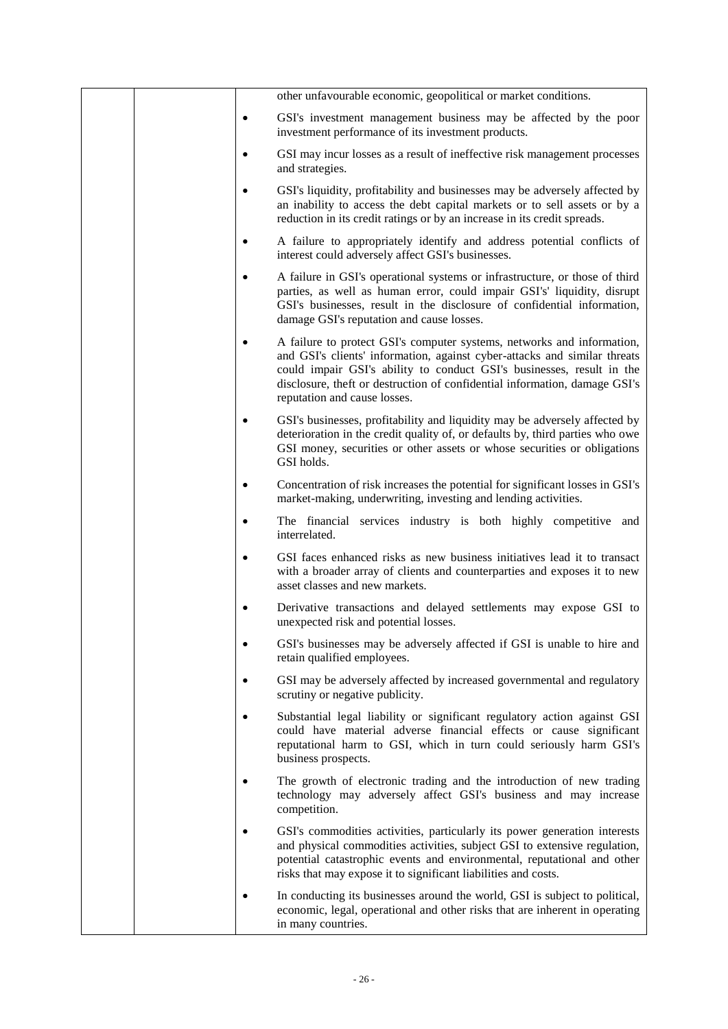| | | other unfavourable economic, geopolitical or market conditions.<br><br>• GSI's investment management business may be affected by the poor investment performance of its investment products.<br><br>• GSI may incur losses as a result of ineffective risk management processes and strategies.<br><br>• GSI's liquidity, profitability and businesses may be adversely affected by an inability to access the debt capital markets or to sell assets or by a reduction in its credit ratings or by an increase in its credit spreads.<br><br>• A failure to appropriately identify and address potential conflicts of interest could adversely affect GSI's businesses.<br><br>• A failure in GSI's operational systems or infrastructure, or those of third parties, as well as human error, could impair GSI's' liquidity, disrupt GSI's businesses, result in the disclosure of confidential information, damage GSI's reputation and cause losses.<br><br>• A failure to protect GSI's computer systems, networks and information, and GSI's clients' information, against cyber-attacks and similar threats could impair GSI's ability to conduct GSI's businesses, result in the disclosure, theft or destruction of confidential information, damage GSI's reputation and cause losses.<br><br>• GSI's businesses, profitability and liquidity may be adversely affected by deterioration in the credit quality of, or defaults by, third parties who owe GSI money, securities or other assets or whose securities or obligations GSI holds.<br><br>• Concentration of risk increases the potential for significant losses in GSI's market-making, underwriting, investing and lending activities.<br><br>• The financial services industry is both highly competitive and interrelated.<br><br>• GSI faces enhanced risks as new business initiatives lead it to transact with a broader array of clients and counterparties and exposes it to new asset classes and new markets.<br><br>• Derivative transactions and delayed settlements may expose GSI to unexpected risk and potential losses.<br><br>• GSI's businesses may be adversely affected if GSI is unable to hire and retain qualified employees.<br><br>• GSI may be adversely affected by increased governmental and regulatory scrutiny or negative publicity.<br><br>• Substantial legal liability or significant regulatory action against GSI could have material adverse financial effects or cause significant reputational harm to GSI, which in turn could seriously harm GSI's business prospects.<br><br>• The growth of electronic trading and the introduction of new trading technology may adversely affect GSI's business and may increase competition.<br><br>• GSI's commodities activities, particularly its power generation interests and physical commodities activities, subject GSI to extensive regulation, potential catastrophic events and environmental, reputational and other risks that may expose it to significant liabilities and costs.<br><br>• In conducting its businesses around the world, GSI is subject to political, economic, legal, operational and other risks that are inherent in operating in many countries. |
|---|---|---|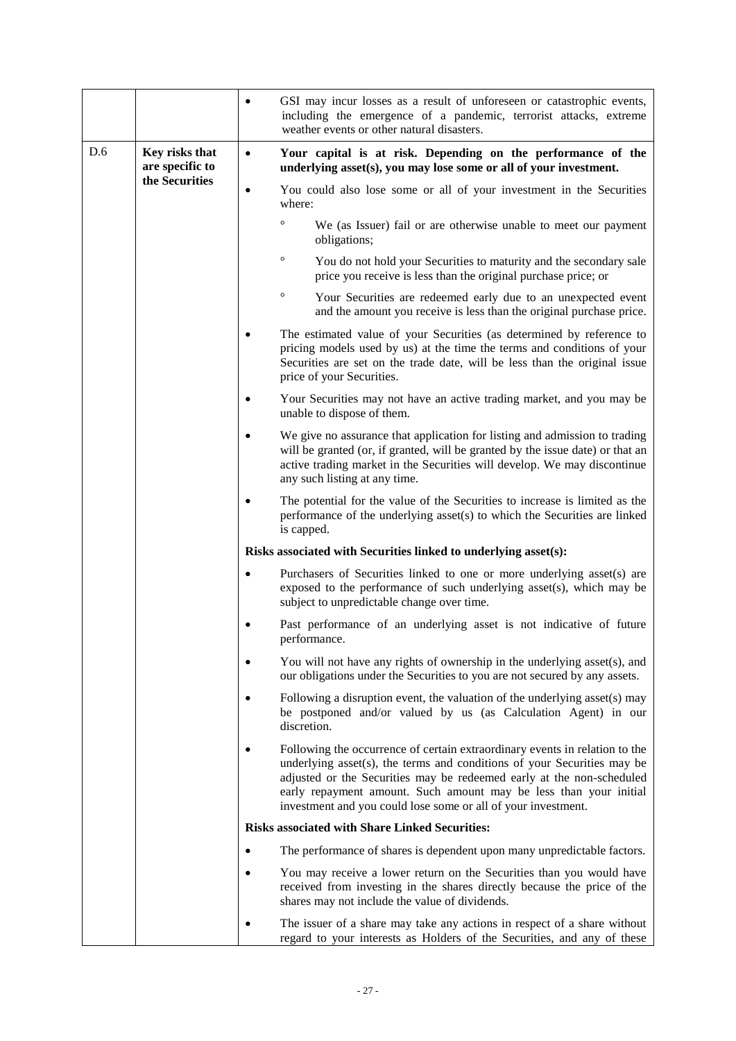| | | |
|---|---|---|
| | | • GSI may incur losses as a result of unforeseen or catastrophic events, including the emergence of a pandemic, terrorist attacks, extreme weather events or other natural disasters. |
| D.6 | **Key risks that are specific to the Securities** | • **Your capital is at risk. Depending on the performance of the underlying asset(s), you may lose some or all of your investment.**<br><br>• You could also lose some or all of your investment in the Securities where:<br><br>  ° We (as Issuer) fail or are otherwise unable to meet our payment obligations;<br><br>  ° You do not hold your Securities to maturity and the secondary sale price you receive is less than the original purchase price; or<br><br>  ° Your Securities are redeemed early due to an unexpected event and the amount you receive is less than the original purchase price.<br><br>• The estimated value of your Securities (as determined by reference to pricing models used by us) at the time the terms and conditions of your Securities are set on the trade date, will be less than the original issue price of your Securities.<br><br>• Your Securities may not have an active trading market, and you may be unable to dispose of them.<br><br>• We give no assurance that application for listing and admission to trading will be granted (or, if granted, will be granted by the issue date) or that an active trading market in the Securities will develop. We may discontinue any such listing at any time.<br><br>• The potential for the value of the Securities to increase is limited as the performance of the underlying asset(s) to which the Securities are linked is capped.<br><br>**Risks associated with Securities linked to underlying asset(s):**<br><br>• Purchasers of Securities linked to one or more underlying asset(s) are exposed to the performance of such underlying asset(s), which may be subject to unpredictable change over time.<br><br>• Past performance of an underlying asset is not indicative of future performance.<br><br>• You will not have any rights of ownership in the underlying asset(s), and our obligations under the Securities to you are not secured by any assets.<br><br>• Following a disruption event, the valuation of the underlying asset(s) may be postponed and/or valued by us (as Calculation Agent) in our discretion.<br><br>• Following the occurrence of certain extraordinary events in relation to the underlying asset(s), the terms and conditions of your Securities may be adjusted or the Securities may be redeemed early at the non-scheduled early repayment amount. Such amount may be less than your initial investment and you could lose some or all of your investment.<br><br>**Risks associated with Share Linked Securities:**<br><br>• The performance of shares is dependent upon many unpredictable factors.<br><br>• You may receive a lower return on the Securities than you would have received from investing in the shares directly because the price of the shares may not include the value of dividends.<br><br>• The issuer of a share may take any actions in respect of a share without regard to your interests as Holders of the Securities, and any of these |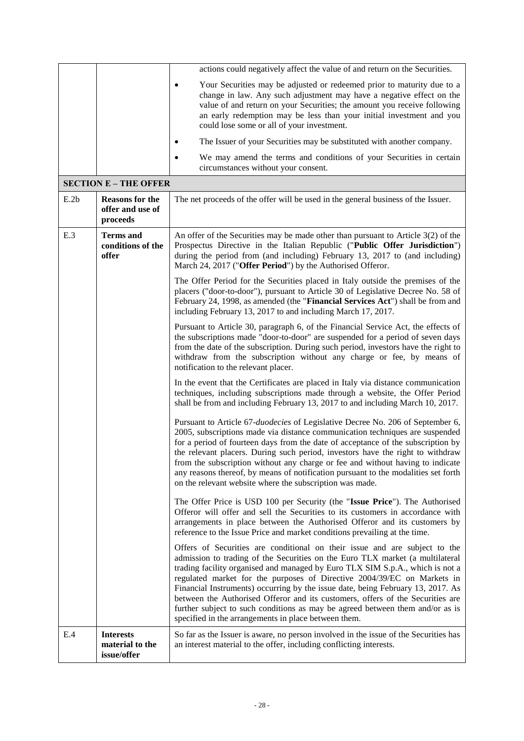| | | |
|---|---|---|
| | | actions could negatively affect the value of and return on the Securities.<br>• Your Securities may be adjusted or redeemed prior to maturity due to a change in law. Any such adjustment may have a negative effect on the value of and return on your Securities; the amount you receive following an early redemption may be less than your initial investment and you could lose some or all of your investment.<br>• The Issuer of your Securities may be substituted with another company.<br>• We may amend the terms and conditions of your Securities in certain circumstances without your consent. |
| **SECTION E – THE OFFER** | | |
| E.2b | **Reasons for the offer and use of proceeds** | The net proceeds of the offer will be used in the general business of the Issuer. |
| E.3 | **Terms and conditions of the offer** | An offer of the Securities may be made other than pursuant to Article 3(2) of the Prospectus Directive in the Italian Republic ("**Public Offer Jurisdiction**") during the period from (and including) February 13, 2017 to (and including) March 24, 2017 ("**Offer Period**") by the Authorised Offeror.<br><br>The Offer Period for the Securities placed in Italy outside the premises of the placers ("door-to-door"), pursuant to Article 30 of Legislative Decree No. 58 of February 24, 1998, as amended (the "**Financial Services Act**") shall be from and including February 13, 2017 to and including March 17, 2017.<br><br>Pursuant to Article 30, paragraph 6, of the Financial Service Act, the effects of the subscriptions made "door-to-door" are suspended for a period of seven days from the date of the subscription. During such period, investors have the right to withdraw from the subscription without any charge or fee, by means of notification to the relevant placer.<br><br>In the event that the Certificates are placed in Italy via distance communication techniques, including subscriptions made through a website, the Offer Period shall be from and including February 13, 2017 to and including March 10, 2017.<br><br>Pursuant to Article 67-*duodecies* of Legislative Decree No. 206 of September 6, 2005, subscriptions made via distance communication techniques are suspended for a period of fourteen days from the date of acceptance of the subscription by the relevant placers. During such period, investors have the right to withdraw from the subscription without any charge or fee and without having to indicate any reasons thereof, by means of notification pursuant to the modalities set forth on the relevant website where the subscription was made.<br><br>The Offer Price is USD 100 per Security (the "**Issue Price**"). The Authorised Offeror will offer and sell the Securities to its customers in accordance with arrangements in place between the Authorised Offeror and its customers by reference to the Issue Price and market conditions prevailing at the time.<br><br>Offers of Securities are conditional on their issue and are subject to the admission to trading of the Securities on the Euro TLX market (a multilateral trading facility organised and managed by Euro TLX SIM S.p.A., which is not a regulated market for the purposes of Directive 2004/39/EC on Markets in Financial Instruments) occurring by the issue date, being February 13, 2017. As between the Authorised Offeror and its customers, offers of the Securities are further subject to such conditions as may be agreed between them and/or as is specified in the arrangements in place between them. |
| E.4 | **Interests material to the issue/offer** | So far as the Issuer is aware, no person involved in the issue of the Securities has an interest material to the offer, including conflicting interests. |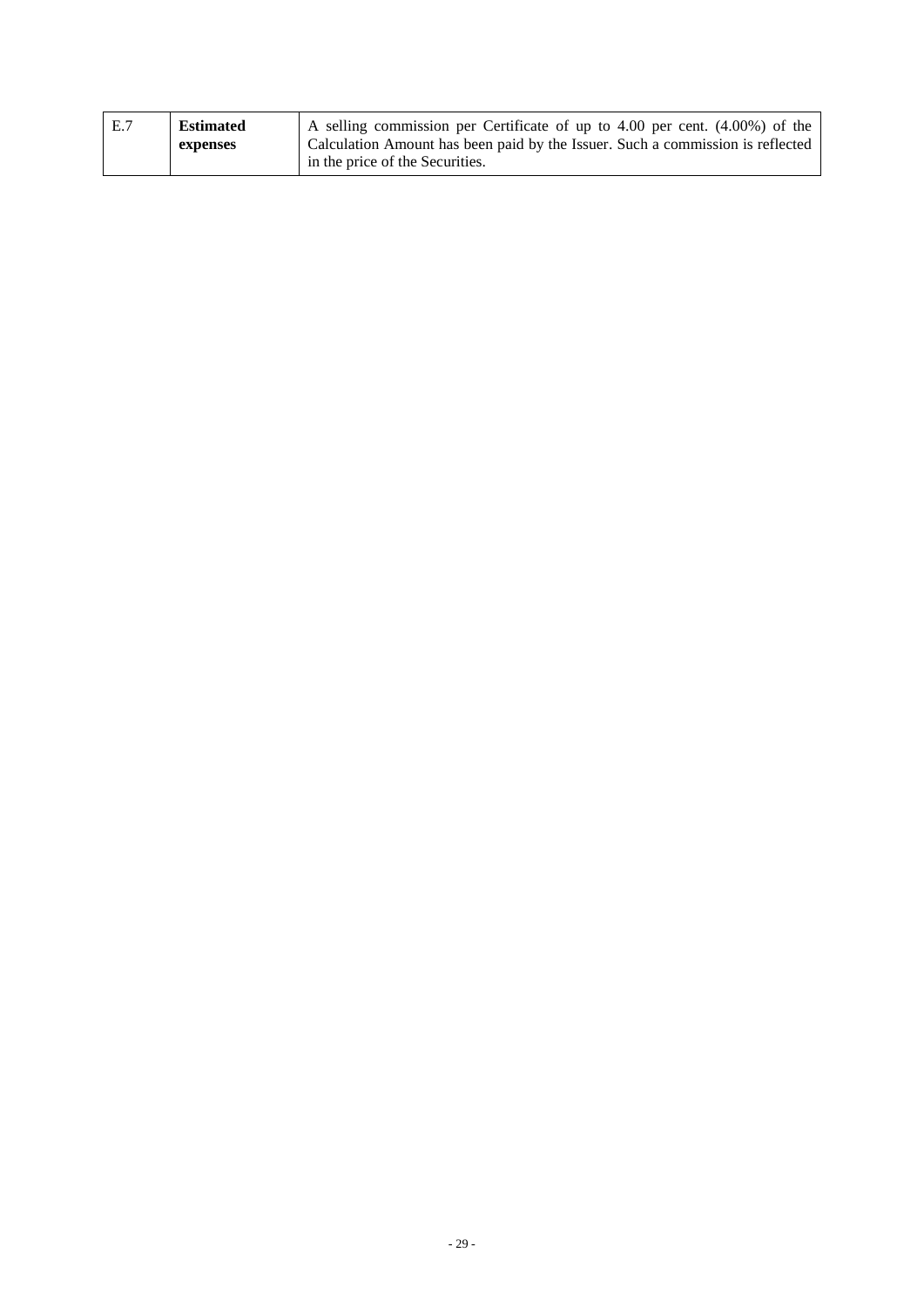| | | |
|---|---|---|
| E.7 | **Estimated expenses** | A selling commission per Certificate of up to 4.00 per cent. (4.00%) of the Calculation Amount has been paid by the Issuer. Such a commission is reflected in the price of the Securities. |